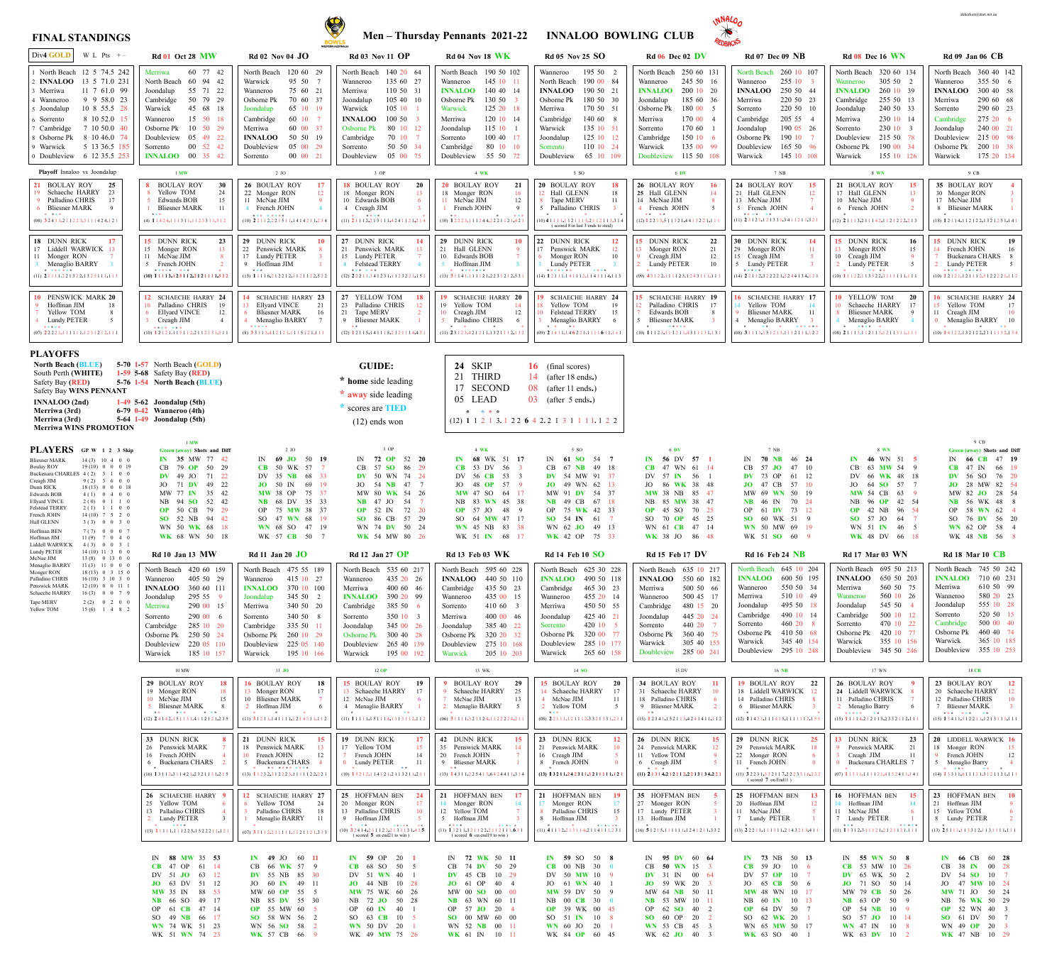# Men – Thursday Pennants 2021-22 INNALOO BOWLING CLUB

## FINAL STANDINGS

**Div4 GOLD**

| | Team | W | L | Pts | + – |
|---|---|---|---|---|---|
| 1 | North Beach | 12 | 5 | 74.5 | 242 |
| 2 | INNALOO | 13 | 5 | 71.0 | 231 |
| 3 | Merriwa | 11 | 7 | 61.0 | 99 |
| 4 | Wanneroo | 9 | 9 | 58.0 | 23 |
| 5 | Joondalup | 10 | 8 | 55.5 | 28 |
| 6 | Sorrento | 8 | 10 | 52.0 | 15 |
| 7 | Cambridge | 7 | 10 | 50.0 | 40 |
| 8 | Osborne Pk | 8 | 10 | 46.0 | 74 |
| 9 | Warwick | 5 | 13 | 36.5 | 185 |
| 0 | Doubleview | 6 | 12 | 35.5 | 253 |

Playoff Innaloo vs Joondalup

## Round Results

### Rd 01 Oct 28 MW

| Team | Shots | Pts | Margin |
|---|---|---|---|
| Merriwa | 60 | 77 | 42 |
| North Beach | 60 | 94 | 42 |
| Joondalup | 55 | 71 | 22 |
| Cambridge | 50 | 79 | 29 |
| Warwick | 45 | 68 | 18 |
| Wanneroo | 15 | 50 | 18 |
| Osborne Pk | 10 | 50 | 29 |
| Doubleview | 05 | 49 | 22 |
| Sorrento | 00 | 52 | 42 |
| INNALOO | 00 | 35 | 42 |

### Rd 02 Nov 04 JO

| Team | Shots | Pts | Margin |
|---|---|---|---|
| North Beach | 120 | 60 | 29 |
| Warwick | 95 | 50 | 7 |
| Wanneroo | 75 | 60 | 21 |
| Osborne Pk | 70 | 60 | 37 |
| Joondalup | 65 | 10 | 19 |
| Cambridge | 60 | 10 | 7 |
| Merriwa | 60 | 00 | 37 |
| INNALOO | 50 | 50 | 19 |
| Doubleview | 05 | 00 | 29 |
| Sorrento | 00 | 00 | 21 |

### Rd 03 Nov 11 OP

| Team | Shots | Pts | Margin |
|---|---|---|---|
| North Beach | 140 | 20 | 64 |
| Wanneroo | 135 | 60 | 27 |
| Merriwa | 110 | 50 | 31 |
| Joondalup | 105 | 40 | 10 |
| Warwick | 105 | 10 | 1 |
| INNALOO | 100 | 50 | 3 |
| Osborne Pk | 80 | 10 | 12 |
| Cambridge | 70 | 10 | 7 |
| Sorrento | 50 | 50 | 34 |
| Doubleview | 05 | 00 | 75 |

### Rd 04 Nov 18 WK

| Team | Shots | Pts | Margin |
|---|---|---|---|
| North Beach | 190 | 50 | 102 |
| Wanneroo | 145 | 10 | 11 |
| INNALOO | 140 | 40 | 14 |
| Osborne Pk | 135 | 50 | 3 |
| Warwick | 125 | 20 | 18 |
| Merriwa | 120 | 10 | 14 |
| Joondalup | 115 | 10 | 1 |
| Sorrento | 100 | 40 | 17 |
| Cambridge | 80 | 10 | 10 |
| Doubleview | 55 | 50 | 72 |

### Rd 05 Nov 25 SO

| Team | Shots | Pts | Margin |
|---|---|---|---|
| Wanneroo | 195 | 50 | 2 |
| North Beach | 190 | 00 | 84 |
| INNALOO | 190 | 50 | 21 |
| Osborne Pk | 180 | 50 | 30 |
| Merriwa | 170 | 50 | 51 |
| Cambridge | 140 | 60 | 8 |
| Warwick | 135 | 10 | 51 |
| Joondalup | 125 | 10 | 12 |
| Sorrento | 110 | 10 | 24 |
| Doubleview | 60 | 05 | 109 |

### Rd 06 Dec 02 DV

| Team | Shots | Pts | Margin |
|---|---|---|---|
| North Beach | 250 | 60 | 131 |
| Wanneroo | 245 | 50 | 16 |
| INNALOO | 200 | 10 | 20 |
| Joondalup | 185 | 60 | 36 |
| Osborne Pk | 180 | 00 | 5 |
| Merriwa | 170 | 00 | 4 |
| Sorrento | 170 | 60 | 1 |
| Cambridge | 150 | 10 | 6 |
| Warwick | 135 | 00 | 99 |
| Doubleview | 115 | 50 | 108 |

### Rd 07 Dec 09 NB

| Team | Shots | Pts | Margin |
|---|---|---|---|
| North Beach | 260 | 10 | 107 |
| Wanneroo | 255 | 10 | 3 |
| INNALOO | 250 | 50 | 44 |
| Joondalup | 220 | 50 | 23 |
| Sorrento | 220 | 50 | 20 |
| Cambridge | 205 | 55 | 4 |
| Merriwa | 190 | 05 | 26 |
| Osborne Pk | 190 | 10 | 7 |
| Doubleview | 165 | 50 | 96 |
| Warwick | 145 | 10 | 108 |

### Rd 08 Dec 16 WN

| Team | Shots | Pts | Margin |
|---|---|---|---|
| North Beach | 320 | 60 | 134 |
| Wanneroo | 305 | 50 | 2 |
| INNALOO | 260 | 10 | 39 |
| Merriwa | 255 | 55 | 13 |
| Joondalup | 240 | 30 | 33 |
| Sorrento | 230 | 10 | 14 |
| Cambridge | 230 | 10 | 3 |
| Doubleview | 215 | 50 | 78 |
| Osborne Pk | 190 | 00 | 34 |
| Warwick | 155 | 10 | 126 |

### Rd 09 Jan 06 CB

| Team | Shots | Pts | Margin |
|---|---|---|---|
| North Beach | 360 | 40 | 142 |
| Wanneroo | 355 | 50 | 6 |
| INNALOO | 300 | 40 | 58 |
| Merriwa | 290 | 60 | 68 |
| Sorrento | 290 | 60 | 23 |
| Cambridge | 275 | 20 | 6 |
| Joondalup | 240 | 00 | 21 |
| Doubleview | 215 | 00 | 98 |
| Osborne Pk | 200 | 10 | 38 |
| Warwick | 175 | 20 | 134 |

### Rd 10 Jan 13 MW

| Team | Shots | Pts | Margin |
|---|---|---|---|
| North Beach | 420 | 60 | 159 |
| Wanneroo | 405 | 50 | 29 |
| INNALOO | 360 | 60 | 111 |
| Joondalup | 295 | 55 | 9 |
| Merriwa | 290 | 00 | 15 |
| Sorrento | 290 | 00 | 6 |
| Cambridge | 285 | 10 | 20 |
| Osborne Pk | 250 | 50 | 24 |
| Doubleview | 220 | 05 | 110 |
| Warwick | 185 | 10 | 157 |

### Rd 11 Jan 20 JO

| Team | Shots | Pts | Margin |
|---|---|---|---|
| North Beach | 475 | 55 | 189 |
| Wanneroo | 415 | 10 | 27 |
| INNALOO | 370 | 10 | 100 |
| Joondalup | 345 | 50 | 2 |
| Merriwa | 340 | 50 | 20 |
| Sorrento | 340 | 50 | 3 |
| Cambridge | 335 | 50 | 11 |
| Osborne Pk | 260 | 10 | 29 |
| Doubleview | 225 | 05 | 140 |
| Warwick | 195 | 10 | 166 |

### Rd 12 Jan 27 OP

| Team | Shots | Pts | Margin |
|---|---|---|---|
| North Beach | 535 | 60 | 217 |
| Wanneroo | 435 | 20 | 26 |
| Merriwa | 400 | 60 | 46 |
| INNALOO | 390 | 20 | 99 |
| Cambridge | 385 | 50 | 6 |
| Sorrento | 350 | 10 | 3 |
| Joondalup | 345 | 00 | 26 |
| Osborne Pk | 300 | 40 | 28 |
| Doubleview | 265 | 40 | 139 |
| Warwick | 195 | 00 | 192 |

### Rd 13 Feb 03 WK

| Team | Shots | Pts | Margin |
|---|---|---|---|
| North Beach | 595 | 60 | 228 |
| INNALOO | 440 | 50 | 110 |
| Cambridge | 435 | 50 | 23 |
| Wanneroo | 435 | 00 | 15 |
| Sorrento | 410 | 60 | 3 |
| Merriwa | 400 | 00 | 46 |
| Joondalup | 385 | 40 | 22 |
| Osborne Pk | 320 | 20 | 32 |
| Doubleview | 275 | 10 | 168 |
| Warwick | 205 | 10 | 203 |

### Rd 14 Feb 10 SO

| Team | Shots | Pts | Margin |
|---|---|---|---|
| North Beach | 625 | 30 | 228 |
| INNALOO | 490 | 50 | 118 |
| Cambridge | 465 | 30 | 23 |
| Wanneroo | 455 | 20 | 14 |
| Merriwa | 450 | 50 | 55 |
| Joondalup | 425 | 40 | 21 |
| Sorrento | 420 | 10 | 4 |
| Osborne Pk | 320 | 00 | 77 |
| Doubleview | 285 | 10 | 177 |
| Warwick | 265 | 60 | 158 |

### Rd 15 Feb 17 DV

| Team | Shots | Pts | Margin |
|---|---|---|---|
| North Beach | 635 | 10 | 217 |
| INNALOO | 550 | 60 | 182 |
| Merriwa | 500 | 50 | 66 |
| Wanneroo | 500 | 45 | 17 |
| Cambridge | 480 | 15 | 20 |
| Joondalup | 445 | 20 | 24 |
| Sorrento | 440 | 20 | 7 |
| Osborne Pk | 360 | 40 | 75 |
| Warwick | 305 | 40 | 155 |
| Doubleview | 285 | 00 | 241 |

### Rd 16 Feb 24 NB

| Team | Shots | Pts | Margin |
|---|---|---|---|
| North Beach | 645 | 10 | 204 |
| INNALOO | 600 | 50 | 195 |
| Wanneroo | 550 | 50 | 34 |
| Merriwa | 510 | 10 | 49 |
| Joondalup | 495 | 50 | 18 |
| Cambridge | 490 | 10 | 14 |
| Sorrento | 460 | 20 | 8 |
| Osborne Pk | 410 | 50 | 68 |
| Warwick | 345 | 40 | 154 |
| Doubleview | 295 | 10 | 248 |

### Rd 17 Mar 03 WN

| Team | Shots | Pts | Margin |
|---|---|---|---|
| North Beach | 695 | 50 | 213 |
| INNALOO | 650 | 50 | 203 |
| Merriwa | 560 | 50 | 75 |
| Wanneroo | 560 | 10 | 26 |
| Joondalup | 545 | 50 | 4 |
| Cambridge | 500 | 10 | 12 |
| Sorrento | 470 | 10 | 22 |
| Osborne Pk | 420 | 10 | 77 |
| Warwick | 355 | 10 | 156 |
| Doubleview | 345 | 50 | 246 |

### Rd 18 Mar 10 CB

| Team | Shots | Pts | Margin |
|---|---|---|---|
| North Beach | 745 | 50 | 242 |
| INNALOO | 710 | 60 | 231 |
| Merriwa | 610 | 50 | 99 |
| Wanneroo | 580 | 20 | 23 |
| Joondalup | 555 | 10 | 28 |
| Sorrento | 520 | 50 | 15 |
| Cambridge | 500 | 00 | 40 |
| Osborne Pk | 460 | 40 | 74 |
| Warwick | 355 | 10 | 185 |
| Doubleview | 355 | 10 | 253 |

## Rink Scores

### Rd 1 MW
- 21 BOULAY ROY 25 — 19 Schaeche HARRY 23, 9 Palladino CHRIS 17, 1 Bliesner MARK 11 (08)
- 18 DUNN RICK 17 — 17 Liddell WARWICK 13, 11 Monger RON 7, 3 Menaglio BARRY 5 (11)
- 10 PENSWICK MARK 20 — 9 Hoffman JIM 18, 7 Yellow TOM 8, 4 Lundy PETER 5 (07)

### Rd 2 JO
- 8 BOULAY ROY 30 — 8 Yellow TOM 24, 5 Edwards BOB 15, 1 Bliesner MARK 11 (4)
- 15 DUNN RICK 23 — 15 Monger RON 13, 11 McNae JIM 8, 5 French JOHN 2 (10)
- 12 SCHAECHE HARRY 24 — 10 Palladino CHRIS 19, 6 Ellyard VINCE 12, 3 Creagh JIM 4 (10)

### Rd 3 OP
- 26 BOULAY ROY 17 — 22 Monger RON 12, 11 McNae JIM 8, 4 French JOHN 4 (10)
- 29 DUNN RICK 10 — 22 Penswick MARK 8, 17 Lundy PETER 3, 9 Hoffman JIM 1 (15)
- 14 SCHAECHE HARRY 23 — 13 Ellyard VINCE 21, 5 Bliesner MARK 16, 4 Menaglio BARRY 7 (8)

### Rd 4 WK
- 18 BOULAY ROY 20 — 18 Monger RON 13, 10 Edwards BOB 6, 4 Creagh JIM 3 (11)
- 27 DUNN RICK 14 — 21 Penswick MARK 13, 15 Lundy PETER 7, 4 Felstead TERRY 4 (12)
- 27 YELLOW TOM 18 — 23 Palladino CHRIS 12, 21 Tape MERV 2, 9 Bliesner MARK 1 (12)

### Rd 5 SO
- 20 BOULAY ROY 21 — 18 Monger RON 16, 11 McNae JIM 12, 1 French JOHN 9 (10)
- 29 DUNN RICK 10 — 21 Hall GLENN 9, 10 Edwards BOB 8, 5 Hoffman JIM 5 (13)
- 19 SCHAECHE HARRY 20 — 19 Yellow TOM 14, 10 Creagh JIM 12, 5 Palladino CHRIS 6 (11)

### Rd 6 DV
- 20 BOULAY ROY 18 — 12 Hall GLENN 18, 8 Tape MERV 11, 5 Palladino CHRIS 3 (10) (scored 8 in last 3 ends to steal)
- 22 DUNN RICK 18 — 17 Penswick MARK 12, 6 Monger RON 10, 3 Menaglio BARRY 3 (14)
- 19 SCHAECHE HARRY 24 — 18 Yellow TOM 19, 10 Felstead TERRY 15, 3 Menaglio BARRY 4 (09)

### Rd 7 NB
- 26 BOULAY ROY 16 — 25 Hall GLENN 14, 14 McNae JIM 8, 4 French JOHN 5 (12)
- 15 DUNN RICK 22 — 13 Monger RON 21, 9 Creagh JIM 12, 5 Lundy PETER 10 (09)
- 15 SCHAECHE HARRY 19 — 12 Palladino CHRIS 17, 8 Edwards BOB 8, 5 Bliesner MARK 3 (10)

### Rd 8 WN
- 24 BOULAY ROY 15 — 21 Hall GLENN 12, 13 McNae JIM 7, 5 French JOHN 5 (11)
- 30 DUNN RICK 14 — 29 Monger RON 11, 15 Creagh JIM 5, 5 Lundy PETER 3 (14)
- 16 SCHAECHE HARRY 17 — 14 Yellow TOM 11, 9 Bliesner MARK 11, 4 Menaglio BARRY 3 (08)

### Rd 9 CB
- 21 BOULAY ROY 15 — 17 Hall GLENN 13, 10 McNae JIM 9, 6 French JOHN 2 (12)
- 15 DUNN RICK 16 — 13 Monger RON 15, 10 Creagh JIM 9, 2 Lundy PETER 8 (10)
- 10 YELLOW TOM 20 — 10 Schaeche HARRY 16, 10 Bliesner MARK 11, 4 Menaglio BARRY 4 (08)

### Rd 10 (CB column)
- 35 BOULAY ROY 4 — 30 Monger RON 3, 17 McNae JIM 1, 8 Bliesner MARK 1 (18)
- 15 DUNN RICK 19 — 14 French JOHN 16, 7 Buckenara CHARS 8, 2 Lundy PETER 5 (11)
- 16 SCHAECHE HARRY 24 — 15 Yellow TOM 17, 11 Creagh JIM 10, 0 Menaglio BARRY 10 (10)

### Rd 10 MW
- 29 BOULAY ROY 18 — 19 Monger RON 18, 10 McNae JIM 15, 5 Bliesner MARK 8 (12)
- 33 DUNN RICK 8 — 26 Penswick MARK 7, 16 French JOHN 6, 6 Buckenara CHARS 4 (16)
- 26 SCHAECHE HARRY 9 — 25 Yellow TOM 6, 13 Palladino CHRIS 4, 2 Lundy PETER 3 (13)

### Rd 11 JO
- 16 BOULAY ROY 18 — 13 Monger RON 17, 10 Bliesner MARK 7, 2 Hoffman JIM 6 (11)
- 21 DUNN RICK 15 — 18 Penswick MARK 13, 10 French JOHN 7, 6 Buckenara CHARS 4 (13)
- 12 SCHAECHE HARRY 27 — 6 Yellow TOM 24, 3 Palladino CHRIS 18, 1 Menaglio BARRY 11 (07)

### Rd 12 OP
- 15 BOULAY ROY 19 — 13 Schaeche HARRY 17, 12 McNae JIM 6, 4 Menaglio BARRY 1 (11)
- 19 DUNN RICK 17 — 17 Yellow TOM 17, 7 French JOHN 14, 6 Lundy PETER 13 (10)
- 25 HOFFMAN BEN 24 — 20 Monger RON 17, 13 Palladino CHRIS 10, 9 Hoffman JIM 5 (10) (scored 5 on end21 to win)

### Rd 13 WK
- 9 BOULAY ROY 29 — 9 Schaeche HARRY 25, 7 McNae JIM 13, 2 Menaglio BARRY 5 (06)
- 42 DUNN RICK 15 — 35 Penswick MARK 14, 20 French JOHN 11, 9 Bliesner MARK 6 (13)
- 21 HOFFMAN BEN 17 — 14 Monger RON 14, 12 Yellow TOM 8, 5 Hoffman JIM 4 (11) (scored 6 on end19 to win)

### Rd 14 SO
- 15 BOULAY ROY 20 — 14 Schaeche HARRY 17, 4 McNae JIM 11, 1 Yellow TOM 5 (08)
- 23 DUNN RICK 12 — 21 Penswick MARK 10, 16 Creagh JIM 8, 8 French JOHN 3 (13)
- 21 HOFFMAN BEN 19 — 17 Monger RON 17, 8 Palladino CHRIS 15, 8 Hoffman JIM 3 (11)

### Rd 15 DV
- 34 BOULAY ROY 11 — 31 Schaeche HARRY 10, 18 Palladino CHRIS 6, 9 Bliesner MARK 5 (15)
- 26 DUNN RICK 16 — 24 Penswick MARK 12, 11 Yellow TOM 10, 6 Creagh JIM 4 (11)
- 35 HOFFMAN BEN 5 — 27 Monger RON 5, 17 Lundy PETER 3, 13 Hoffman JIM 1 (16)

### Rd 16 NB
- 19 BOULAY ROY 22 — 18 Liddell WARWICK 12, 14 Palladino CHRIS 8, 6 Bliesner MARK 3 (12)
- 29 DUNN RICK 25 — 29 Penswick MARK 18, 22 Monger RON 9, 8 Yellow TOM 6 (11) (scored 7 on End11)
- 25 HOFFMAN BEN 13 — 20 Hoffman JIM 5, 11 McNae JIM 5, 7 Lundy PETER 1 (13)

### Rd 17 WN
- 26 BOULAY ROY 9 — 24 Liddell WARWICK 8, 11 Palladino CHRIS 7, 2 Menaglio Barry 6 (15)
- 13 DUNN RICK 23 — 9 Penswick MARK 21, 3 Creagh JIM 18, 0 Buckenara CHARLES 12 (07)
- 16 HOFFMAN BEN 15 — 14 Hoffman JIM 14, 11 McNae JIM 6, 7 Lundy PETER 1 (11)

### Rd 18 CB
- 23 BOULAY ROY 12 — 20 Schaeche HARRY 12, 12 Palladino CHRIS 10, 7 Bliesner MARK 3 (14)
- 20 LIDDELL WARWICK 16 — 18 Monger RON 15, 9 French JOHN 12, 5 Menaglio Barry 6 (14)
- 23 HOFFMAN BEN 9 — 21 Hoffman JIM 9, 15 Yellow TOM 6, 8 Lundy PETER 2 (13)

## PLAYOFFS

**North Beach (BLUE)** 5-70 1-57 North Beach (GOLD)
South Perth (WHITE) 1-59 5-68 Safety Bay (RED)
Safety Bay (RED) 5-76 1-54 **North Beach (BLUE)**
Safety Bay WINS PENNANT

**INNALOO (2nd)** 1-49 5-62 Joondalup (5th)
**Merriwa (3rd)** 6-79 0-42 Wanneroo (4th)
**Merriwa (3rd)** 5-64 1-49 Joondalup (5th)
**Merriwa WINS PROMOTION**

## GUIDE:

- \* **home** side leading
- \* **away** side leading
- \* scores are **TIED**
- (12) ends won

| | | | |
|---|---|---|---|
| 24 | SKIP | 16 | (final scores) |
| 21 | THIRD | 14 | (after 18 ends.) |
| 17 | SECOND | 08 | (after 11 ends.) |
| 05 | LEAD | 03 | (after 5 ends.) |

(12) 1 1 2 1 3. 1 2 2 6 4 2. 2 1 3 1 1 1 1. 1 2 2

## PLAYERS

| Player | GP | W | 1 | 2 | 3 | Skip |
|---|---|---|---|---|---|---|
| Bliesner MARK | 14 (3) | 10 | 4 | 0 | 0 |
| Boulay ROY | 19 (10) | 0 | 0 | 0 | 19 |
| Buckenara CHARLES | 4 (2) | 3 | 1 | 0 | 0 |
| Creagh JIM | 9 (2) | 3 | 6 | 0 | 0 |
| Dunn RICK | 18 (13) | 0 | 0 | 0 | 18 |
| Edwards BOB | 4 (1) | 0 | 4 | 0 | 0 |
| Ellyard VINCE | 2 (0) | 0 | 1 | 1 | 0 |
| Felstead TERRY | 2 (1) | 1 | 1 | 0 | 0 |
| French JOHN | 14 (10) | 7 | 5 | 2 | 0 |
| Hall GLENN | 3 (3) | 0 | 0 | 3 | 0 |
| Hoffman BEN | 7 (7) | 0 | 0 | 0 | 7 |
| Hoffman JIM | 11 (9) | 7 | 0 | 4 | 0 |
| Liddell WARWICK | 4 (3) | 0 | 0 | 3 | 1 |
| Lundy PETER | 14 (10) | 11 | 3 | 0 | 0 |
| McNae JIM | 13 (8) | 0 | 13 | 0 | 0 |
| Menaglio BARRY | 11 (3) | 11 | 0 | 0 | 0 |
| Monger RON | 18 (13) | 0 | 3 | 15 | 0 |
| Palladino CHRIS | 16 (10) | 3 | 10 | 3 | 0 |
| Penswick MARK | 12 (10) | 0 | 0 | 11 | 1 |
| Schaeche HARRY | 16 (3) | 0 | 0 | 7 | 9 |
| Tape MERV | 2 (2) | 0 | 2 | 0 | 0 |
| Yellow TOM | 15 (6) | 1 | 4 | 8 | 2 |

## Green (away) Shots and Diff

### Rd 1 MW
| | | | | | |
|---|---|---|---|---|---|
| IN | 35 | MW | 77 | 42 |
| CB | 79 | OP | 50 | 29 |
| DV | 49 | JO | 71 | 22 |
| JO | 71 | DV | 49 | 22 |
| MW | 77 | IN | 35 | 42 |
| NB | 94 | SO | 52 | 42 |
| OP | 50 | CB | 79 | 29 |
| SO | 52 | NB | 94 | 42 |
| WN | 50 | WK | 68 | 18 |
| WK | 68 | WN | 50 | 18 |

### Rd 2 JO
| | | | | | |
|---|---|---|---|---|---|
| IN | 69 | JO | 50 | 19 |
| CB | 50 | WK | 57 | 7 |
| DV | 35 | NB | 68 | 33 |
| JO | 50 | IN | 69 | 19 |
| MW | 38 | OP | 75 | 37 |
| NB | 68 | DV | 35 | 33 |
| OP | 75 | MW | 38 | 37 |
| SO | 47 | WN | 68 | 19 |
| WN | 68 | SO | 47 | 19 |
| WK | 57 | CB | 50 | 7 |

### Rd 3 OP
| | | | | | |
|---|---|---|---|---|---|
| IN | 72 | OP | 52 | 20 |
| CB | 57 | SO | 86 | 29 |
| DV | 50 | WN | 74 | 24 |
| JO | 54 | NB | 47 | 7 |
| MW | 80 | WK | 54 | 26 |
| NB | 47 | JO | 54 | 7 |
| OP | 52 | IN | 72 | 20 |
| SO | 86 | CB | 57 | 29 |
| WN | 74 | DV | 50 | 24 |
| WK | 54 | MW | 80 | 26 |

### Rd 4 WK
| | | | | | |
|---|---|---|---|---|---|
| IN | 68 | WK | 51 | 17 |
| CB | 53 | DV | 56 | 3 |
| DV | 56 | CB | 53 | 3 |
| JO | 48 | OP | 57 | 9 |
| MW | 47 | SO | 64 | 17 |
| NB | 83 | WN | 45 | 38 |
| OP | 57 | JO | 48 | 9 |
| SO | 64 | MW | 47 | 17 |
| WN | 45 | NB | 83 | 38 |
| WK | 51 | IN | 68 | 17 |

### Rd 5 SO
| | | | | | |
|---|---|---|---|---|---|
| IN | 61 | SO | 54 | 7 |
| CB | 67 | NB | 49 | 18 |
| DV | 54 | MW | 91 | 37 |
| JO | 49 | WN | 62 | 13 |
| MW | 91 | DV | 54 | 37 |
| NB | 49 | CB | 67 | 18 |
| OP | 75 | WK | 42 | 33 |
| SO | 54 | IN | 61 | 7 |
| WN | 62 | JO | 49 | 13 |
| WK | 42 | OP | 75 | 33 |

### Rd 6 DV
| | | | | | |
|---|---|---|---|---|---|
| IN | 56 | DV | 57 | 1 |
| CB | 47 | WN | 61 | 14 |
| DV | 57 | IN | 56 | 1 |
| JO | 86 | WK | 38 | 48 |
| MW | 38 | NB | 85 | 47 |
| NB | 85 | MW | 38 | 47 |
| OP | 45 | SO | 70 | 25 |
| SO | 70 | OP | 45 | 25 |
| WN | 61 | CB | 47 | 14 |
| WK | 38 | JO | 86 | 48 |

### Rd 7 NB
| | | | | | |
|---|---|---|---|---|---|
| IN | 70 | NB | 46 | 24 |
| CB | 57 | JO | 47 | 10 |
| DV | 73 | OP | 61 | 12 |
| JO | 47 | CB | 57 | 10 |
| MW | 69 | WN | 50 | 19 |
| NB | 46 | IN | 70 | 24 |
| OP | 61 | DV | 73 | 12 |
| SO | 60 | WK | 51 | 9 |
| WN | 50 | MW | 69 | 19 |
| WK | 51 | SO | 60 | 9 |

### Rd 8 WN
| | | | | | |
|---|---|---|---|---|---|
| IN | 46 | WN | 51 | 5 |
| CB | 63 | MW | 54 | 9 |
| DV | 66 | WK | 48 | 18 |
| JO | 64 | SO | 57 | 7 |
| MW | 54 | CB | 63 | 9 |
| NB | 96 | OP | 42 | 54 |
| OP | 42 | NB | 96 | 54 |
| SO | 57 | JO | 64 | 7 |
| WN | 51 | IN | 46 | 5 |
| WK | 48 | DV | 66 | 18 |

### Rd 9 CB
| | | | | | |
|---|---|---|---|---|---|
| IN | 66 | CB | 47 | 19 |
| CB | 47 | IN | 66 | 19 |
| DV | 56 | SO | 76 | 20 |
| JO | 28 | MW | 82 | 54 |
| MW | 82 | JO | 28 | 54 |
| NB | 56 | WK | 48 | 8 |
| OP | 58 | WN | 62 | 4 |
| SO | 76 | DV | 56 | 20 |
| WN | 62 | OP | 58 | 4 |
| WK | 48 | NB | 56 | 8 |

### Rd 10 MW
| | | | | | |
|---|---|---|---|---|---|
| IN | 88 | MW | 35 | 53 |
| CB | 47 | OP | 61 | 14 |
| DV | 51 | JO | 63 | 12 |
| JO | 63 | DV | 51 | 12 |
| MW | 35 | IN | 88 | 53 |
| NB | 66 | SO | 49 | 17 |
| OP | 61 | CB | 47 | 14 |
| SO | 49 | NB | 66 | 17 |
| WN | 74 | WK | 51 | 23 |
| WK | 51 | WN | 74 | 23 |

### Rd 11 JO
| | | | | | |
|---|---|---|---|---|---|
| IN | 49 | JO | 60 | 11 |
| CB | 66 | WK | 57 | 9 |
| DV | 55 | NB | 85 | 30 |
| JO | 60 | IN | 49 | 11 |
| MW | 60 | OP | 55 | 5 |
| NB | 85 | DV | 55 | 30 |
| OP | 55 | MW | 60 | 5 |
| SO | 58 | WN | 56 | 2 |
| WN | 56 | SO | 58 | 2 |
| WK | 57 | CB | 66 | 9 |

### Rd 12 OP
| | | | | | |
|---|---|---|---|---|---|
| IN | 59 | OP | 20 | 1 |
| CB | 68 | SO | 50 | 5 |
| DV | 51 | WN | 40 | 1 |
| JO | 60 | IN | 10 | 28 |
| MW | 75 | WK | 60 | 26 |
| NB | 72 | JO | 50 | 28 |
| OP | 60 | IN | 40 | 1 |
| SO | 63 | CB | 10 | 5 |
| WN | 50 | DV | 20 | 1 |
| WK | 49 | MW | 75 | 26 |

### Rd 13 WK
| | | | | | |
|---|---|---|---|---|---|
| IN | 72 | WK | 50 | 11 |
| CB | 74 | DV | 50 | 29 |
| DV | 45 | CB | 10 | 29 |
| JO | 61 | OP | 40 | 4 |
| MW | 00 | SO | 00 | 00 |
| NB | 63 | WN | 60 | 11 |
| OP | 57 | JO | 20 | 4 |
| SO | 00 | MW | 60 | 00 |
| WN | 52 | NB | 00 | 11 |
| WK | 61 | IN | 00 | 11 |

### Rd 14 SO
| | | | | | |
|---|---|---|---|---|---|
| IN | 59 | SO | 50 | 8 |
| CB | 00 | NB | 30 | 0 |
| DV | 50 | MW | 00 | 19 |
| JO | 61 | WN | 40 | 1 |
| MW | 59 | DV | 50 | 9 |
| NB | 00 | CB | 30 | 0 |
| OP | 39 | WK | 00 | 45 |
| SO | 51 | IN | 10 | 8 |
| WN | 60 | JO | 20 | 1 |
| WK | 84 | OP | 60 | 45 |

### Rd 15 DV
| | | | | | |
|---|---|---|---|---|---|
| IN | 95 | DV | 60 | 64 |
| CB | 50 | WN | 15 | 3 |
| DV | 31 | IN | 00 | 64 |
| JO | 59 | WK | 20 | 3 |
| MW | 64 | NB | 50 | 11 |
| NB | 53 | MW | 10 | 11 |
| OP | 62 | SO | 40 | 2 |
| SO | 60 | OP | 20 | 2 |
| WN | 53 | CB | 45 | 3 |
| WK | 62 | JO | 40 | 3 |

### Rd 16 NB
| | | | | | |
|---|---|---|---|---|---|
| IN | 73 | NB | 50 | 13 |
| CB | 59 | JO | 10 | 6 |
| DV | 57 | OP | 10 | 7 |
| JO | 65 | CB | 50 | 6 |
| MW | 48 | WN | 10 | 17 |
| NB | 60 | IN | 10 | 13 |
| OP | 64 | DV | 50 | 7 |
| SO | 62 | WK | 20 | 1 |
| WN | 65 | MW | 50 | 17 |
| WK | 63 | SO | 40 | 1 |

### Rd 17 WN
| | | | | | |
|---|---|---|---|---|---|
| IN | 55 | WN | 50 | 8 |
| CB | 53 | MW | 10 | 26 |
| DV | 65 | WK | 50 | 6 |
| JO | 65 | CB | 50 | 14 |
| MW | 79 | CB | 50 | 26 |
| NB | 63 | OP | 50 | 9 |
| OP | 54 | NB | 10 | 9 |
| SO | 57 | JO | 10 | 14 |
| WN | 47 | IN | 10 | 8 |
| WK | 63 | DV | 10 | 2 |

### Rd 18 CB
| | | | | | |
|---|---|---|---|---|---|
| IN | 66 | CB | 60 | 28 |
| CB | 38 | IN | 00 | 28 |
| DV | 54 | SO | 10 | 7 |
| JO | 57 | MW | 10 | 24 |
| MW | 71 | JO | 50 | 24 |
| NB | 76 | WK | 50 | 29 |
| OP | 52 | WN | 40 | 3 |
| SO | 61 | DV | 50 | 7 |
| WN | 49 | OP | 20 | 3 |
| WK | 47 | NB | 10 | 29 |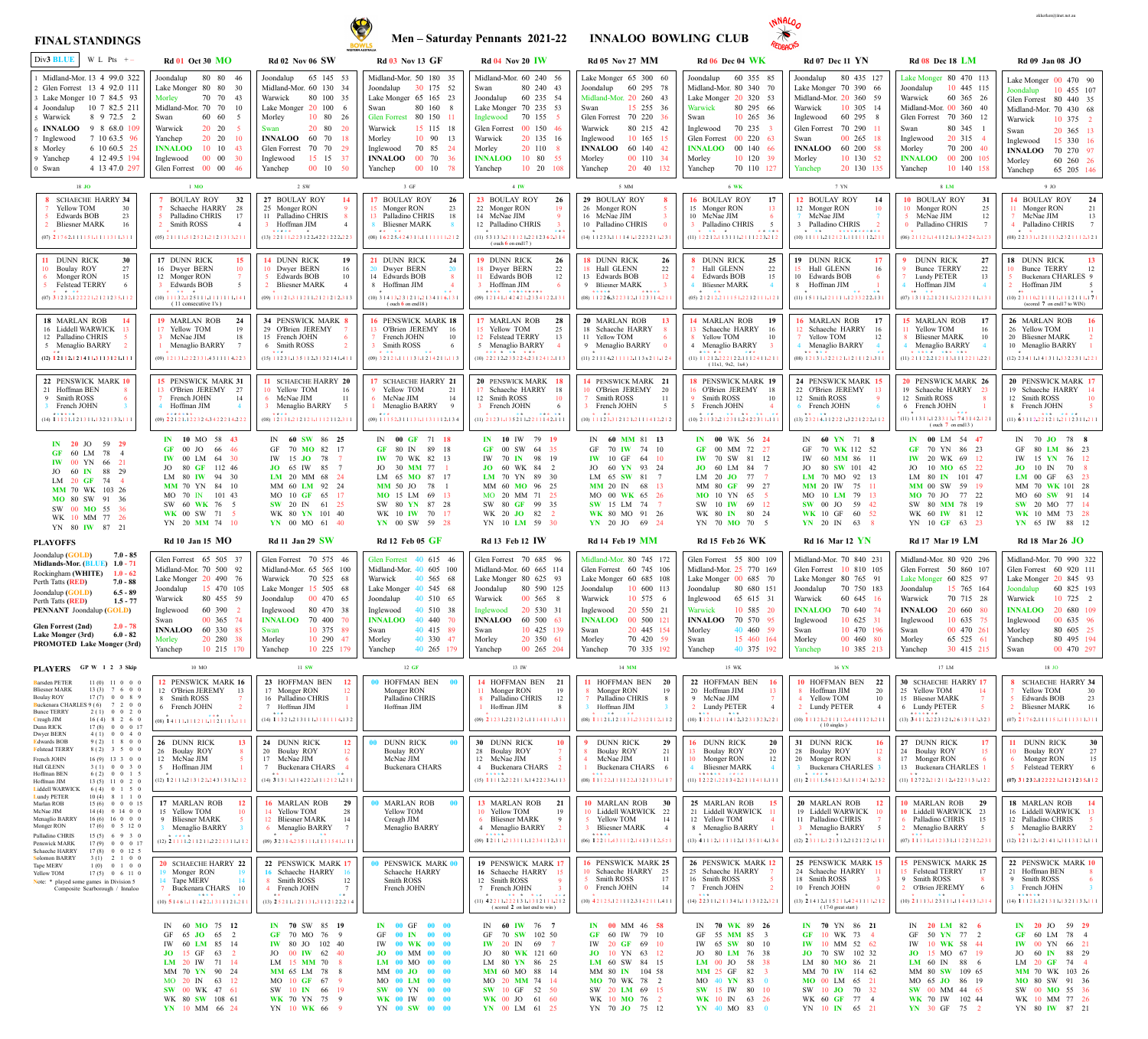# Men – Saturday Pennants 2021-22 — INNALOO BOWLING CLUB

## FINAL STANDINGS

| Div3 BLUE | W | L | Pts | + – |
|---|---|---|---|---|
| 1 Midland-Mor. | 13 | 4 | 99.0 | 322 |
| 2 Glen Forrest | 13 | 4 | 92.0 | 111 |
| 3 Lake Monger | 10 | 7 | 84.5 | 93 |
| 4 Joondalup | 10 | 7 | 82.5 | 211 |
| 5 Warwick | 8 | 9 | 72.5 | 2 |
| 6 INNALOO | 9 | 8 | 68.0 | 109 |
| 7 Inglewood | 7 | 10 | 63.5 | 96 |
| 8 Morley | 6 | 10 | 60.5 | 25 |
| 9 Yanchep | 4 | 12 | 49.5 | 194 |
| 0 Swan | 4 | 13 | 47.0 | 297 |

## PLAYOFFS

| | |
|---|---|
| Joondalup (GOLD) | 7.0 - 85 |
| Midlands-Mor. (BLUE) | 1.0 - 71 |
| Rockingham (WHITE) | 1.0 - 62 |
| Perth Tatts (RED) | 7.0 - 88 |
| Joondalup (GOLD) | 6.5 - 89 |
| Perth Tatts (RED) | 1.5 - 77 |
| PENNANT | Joondalup (GOLD) |
| Glen Forrest (2nd) | 2.0 - 78 |
| Lake Monger (3rd) | 6.0 - 82 |
| PROMOTED | Lake Monger (3rd) |

## PLAYERS

| Player | GP | W | T | 3 | Skip |
|---|---|---|---|---|---|
| Barsden PETER | 11 (0) | 11 | 0 | 0 | 0 |
| Bliesner MARK | 13 (3) | 7 | 6 | 0 | 0 |
| Boulay ROY | 17 (7) | 0 | 0 | 8 | 9 |
| Buckenara CHARLES | 9 (6) | 7 | 2 | 0 | 0 |
| Bunce TERRY | 2 (1) | 0 | 0 | 2 | 0 |
| Creagh JIM | 16 (4) | 8 | 2 | 6 | 0 |
| Dunn RICK | 17 (8) | 0 | 0 | 0 | 17 |
| Dwyer BERN | 4 (1) | 0 | 0 | 4 | 0 |
| Edwards BOB | 9 (2) | 1 | 8 | 0 | 0 |
| Felstead TERRY | 8 (2) | 3 | 5 | 0 | 0 |
| French JOHN | 16 (9) | 13 | 3 | 0 | 0 |
| Hall GLENN | 3 (1) | 0 | 0 | 3 | 0 |
| Hoffman BEN | 6 (2) | 0 | 0 | 1 | 5 |
| Hoffman JIM | 13 (5) | 11 | 0 | 2 | 0 |
| Liddell WARWICK | 6 (4) | 0 | 1 | 5 | 0 |
| Lundy PETER | 10 (4) | 8 | 1 | 1 | 0 |
| Marlan ROB | 15 (6) | 0 | 0 | 0 | 15 |
| McNae JIM | 14 (4) | 0 | 14 | 0 | 0 |
| Menaglio BARRY | 16 (6) | 16 | 0 | 0 | 0 |
| Monger RON | 17 (6) | 0 | 5 | 12 | 0 |
| Palladino CHRIS | 15 (5) | 6 | 9 | 0 | 0 |
| Penswick MARK | 17 (9) | 0 | 0 | 0 | 17 |
| Schaeche HARRY | 17 (8) | 0 | 0 | 12 | 5 |
| Solomon BARRY | 3 (1) | 2 | 1 | 0 | 0 |
| Tape MERV | 1 (0) | 0 | 1 | 0 | 0 |
| Yellow TOM | 17 (5) | 0 | 6 | 11 | 0 |

Note: * played some games in Division 5; Composite Scarborough / Innaloo

---

## Rd 01 Oct 30 MO

| Team | | | |
|---|---|---|---|
| Joondalup | 80 | 80 | 46 |
| Lake Monger | 80 | 80 | 38 |
| Morley | 70 | 70 | 43 |
| Midland-Mor. | 70 | 70 | 10 |
| Swan | 60 | 60 | 5 |
| Warwick | 20 | 20 | 5 |
| Yanchep | 20 | 20 | 10 |
| INNALOO | 10 | 10 | 43 |
| Inglewood | 00 | 00 | 30 |
| Glen Forrest | 00 | 00 | 46 |

- 7 BOULAY ROY 32 / 7 Schaeche HARRY 28 / 5 Palladino CHRIS 17 / 2 Smith ROSS 4
- 17 DUNN RICK 15 / 16 Dwyer BERN 10 / 12 Monger RON 7 / 3 Edwards BOB 5 (11 consecutive 1's)
- 19 MARLAN ROB 24 / 17 Yellow TOM 19 / 3 McNae JIM 18 / 1 Menaglio BARRY 17
- 15 PENSWICK MARK 31 / 13 O'Brien JEREMY 27 / 7 French JOHN 14 / 7 Hoffman JIM 14

IN 10 MO 58 43; GF 00 JO 66 46; IW 00 LM 64 30; JO 80 GF 112 46; LM 80 IW 94 30; MM 70 YN 84 10; MO 70 IN 101 43; SW 60 WK 76 5; WK 00 SW 71 5; YN 20 MM 74 10

## Rd 02 Nov 06 SW

| Team | | | |
|---|---|---|---|
| Joondalup | 65 | 145 | 53 |
| Midland-Mor. | 60 | 130 | 34 |
| Warwick | 80 | 100 | 35 |
| Lake Monger | 20 | 100 | 6 |
| Morley | 10 | 80 | 26 |
| Swan | 20 | 80 | 20 |
| INNALOO | 60 | 70 | 18 |
| Glen Forrest | 70 | 70 | 29 |
| Inglewood | 15 | 15 | 37 |
| Yanchep | 00 | 10 | 50 |

- 27 BOULAY ROY 14 / 25 Monger RON 9 / 11 Palladino CHRIS 8 / 7 Hoffman JIM 4
- 14 DUNN RICK 19 / 10 Dwyer BERN 16 / 10 Edwards BOB 10 / 2 Bliesner MARK 4
- 34 PENSWICK MARK 8 / 29 O'Brien JEREMY 7 / 15 French JOHN 6 / 6 Smith ROSS 2
- 11 SCHAECHE HARRY 20 / 10 Yellow TOM 16 / 6 McNae JIM 11 / 3 Menaglio BARRY 5

IN 60 SW 86 25; GF 70 MO 82 17; IW 15 JO 78 7; JO 65 IW 85 7; LM 20 MM 68 24; MM 60 LM 92 24; MO 10 GF 65 17; SW 00 IN 61 25; WK 80 YN 101 40; YN 00 WK 61 40

## Rd 03 Nov 13 GF

| Team | | | |
|---|---|---|---|
| Midland-Mor. | 50 | 180 | 35 |
| Joondalup | 30 | 175 | 52 |
| Lake Monger | 65 | 165 | 23 |
| Swan | 80 | 160 | 8 |
| Glen Forrest | 80 | 150 | 11 |
| Warwick | 15 | 115 | 18 |
| Morley | 10 | 90 | 13 |
| Inglewood | 70 | 85 | 24 |
| INNALOO | 00 | 70 | 36 |
| Yanchep | 00 | 10 | 78 |

- 17 BOULAY ROY 26 / 15 Monger RON 23 / 13 Palladino CHRIS 18 / 8 Bliesner MARK 8
- 21 DUNN RICK 24 / 20 Dwyer BERN 20 / 14 Edwards BOB 8 / 8 Hoffman JIM 4 (each 6 on end18)
- 16 PENSWICK MARK 18 / 13 O'Brien JEREMY 16 / 7 French JOHN 10 / 3 Smith ROSS 6
- 17 SCHAECHE HARRY 21 / 9 Yellow TOM 21 / 6 McNae JIM 14 / 1 Menaglio BARRY 9

IN 00 GF 71 18; GF 80 IN 89 18; IW 70 WK 82 13; JO 30 MM 77 1; LM 65 MO 87 13; MM 50 JO 78 1; MO 15 LM 69 13; SW 80 YN 87 28; WK 10 IW 70 17; YN 00 SW 59 28

## Rd 04 Nov 20 IW

| Team | | | |
|---|---|---|---|
| Midland-Mor. | 60 | 240 | 56 |
| Swan | 80 | 240 | 43 |
| Joondalup | 60 | 235 | 54 |
| Lake Monger | 70 | 235 | 53 |
| Inglewood | 70 | 155 | 5 |
| Glen Forrest | 00 | 150 | 46 |
| Warwick | 20 | 135 | 16 |
| Morley | 20 | 110 | 8 |
| INNALOO | 10 | 80 | 55 |
| Yanchep | 10 | 20 | 108 |

- 23 BOULAY ROY 26 / 22 Monger RON 19 / 14 McNae JIM 18 / 12 Palladino CHRIS 12 (each 6 on end17)
- 19 DUNN RICK 26 / 18 Dwyer BERN 22 / 14 Edwards BOB 12 / 3 Hoffman JIM 4
- 17 MARLAN ROB 28 / 15 Yellow TOM 25 / 12 Felstead TERRY 13 / 5 Menaglio BARRY 4
- 20 PENSWICK MARK 18 / 17 Schaeche HARRY 16 / 12 Smith ROSS 10 / 3 French JOHN 6

IN 10 IW 79 19; GF 00 SW 64 35; IW 70 IN 98 19; JO 60 WK 84 2; LM 70 YN 89 30; MM 60 MO 96 25; MO 20 MM 71 25; SW 80 GF 99 35; WK 20 JO 82 2; YN 10 LM 59 30

## Rd 05 Nov 27 MM

| Team | | | |
|---|---|---|---|
| Lake Monger | 65 | 300 | 60 |
| Joondalup | 60 | 295 | 78 |
| Midland-Mor. | 20 | 260 | 43 |
| Swan | 15 | 255 | 36 |
| Glen Forrest | 70 | 220 | 36 |
| Warwick | 80 | 215 | 42 |
| Inglewood | 10 | 165 | 15 |
| INNALOO | 60 | 140 | 42 |
| Morley | 00 | 110 | 34 |
| Yanchep | 20 | 40 | 132 |

- 29 BOULAY ROY 8 / 26 Monger RON 5 / 16 McNae JIM 3 / 10 Palladino CHRIS 0
- 18 DUNN RICK 26 / 18 Hall GLENN 22 / 13 Edwards BOB 12 / 9 Bliesner MARK 4
- 20 MARLAN ROB 13 / 18 Schaeche HARRY 8 / 11 Yellow TOM 6 / 9 Menaglio BARRY 4
- 14 PENSWICK MARK 21 / 10 O'Brien JEREMY 20 / 7 Smith ROSS 11 / 3 French JOHN 5

IN 60 MM 81 13; GF 70 IW 74 10; IW 10 GF 64 10; JO 60 YN 93 24; LM 65 SW 81 7; MM 20 IN 68 13; MO 00 WK 65 26; SW 15 LM 74 7; WK 80 MO 91 26; YN 20 JO 69 24

## Rd 06 Dec 04 WK

| Team | | | |
|---|---|---|---|
| Joondalup | 60 | 355 | 85 |
| Midland-Mor. | 80 | 340 | 70 |
| Lake Monger | 20 | 320 | 53 |
| Warwick | 80 | 295 | 66 |
| Swan | 10 | 265 | 36 |
| Inglewood | 70 | 235 | 3 |
| Glen Forrest | 00 | 220 | 63 |
| INNALOO | 00 | 140 | 66 |
| Morley | 10 | 120 | 39 |
| Yanchep | 70 | 110 | 127 |

- 16 BOULAY ROY 17 / 15 Monger RON 13 / 10 McNae JIM 6 / 3 Palladino CHRIS 5
- 8 DUNN RICK 25 / 7 Hall GLENN 22 / 4 Edwards BOB 15 / 4 Bliesner MARK 4
- 14 MARLAN ROB 19 / 13 Schaeche HARRY 16 / 8 Yellow TOM 10 / 4 Menaglio BARRY 3 (11x1, 9x2, 1x4)
- 18 PENSWICK MARK 19 / 16 O'Brien JEREMY 18 / 9 Smith ROSS 10 / 3 French JOHN 4

IN 00 WK 56 24; GF 00 MM 72 27; IW 70 SW 81 12; JO 60 LM 84 7; LM 20 JO 77 7; MM 80 GF 99 27; MO 10 YN 65 5; SW 10 IW 69 12; WK 80 IN 80 24; YN 70 MO 70 5

## Rd 07 Dec 11 YN

| Team | | | |
|---|---|---|---|
| Joondalup | 80 | 435 | 127 |
| Lake Monger | 70 | 390 | 66 |
| Midland-Mor. | 20 | 360 | 59 |
| Warwick | 10 | 305 | 14 |
| Inglewood | 60 | 295 | 8 |
| Glen Forrest | 70 | 290 | 11 |
| Swan | 00 | 265 | 18 |
| INNALOO | 60 | 200 | 58 |
| Morley | 10 | 130 | 52 |
| Yanchep | 20 | 130 | 135 |

- 12 BOULAY ROY 14 / 12 Monger RON 10 / 7 McNae JIM 7 / 3 Palladino CHRIS 2
- 19 DUNN RICK 17 / 15 Hall GLENN 16 / 10 Edwards BOB 6 / 8 Hoffman JIM 1
- 16 MARLAN ROB 17 / 12 Schaeche HARRY 16 / 7 Yellow TOM 12 / 4 Menaglio BARRY 4
- 24 PENSWICK MARK 15 / 22 O'Brien JEREMY 13 / 13 Smith ROSS 9 / 6 French JOHN 1

IN 60 YN 71 8; GF 70 WK 112 52; IW 60 MM 86 11; JO 80 SW 101 42; LM 70 MO 92 13; MM 20 IW 75 11; MO 10 LM 79 13; SW 00 JO 59 42; WK 10 GF 60 52; YN 20 IN 63 8

## Rd 08 Dec 18 LM

| Team | | | |
|---|---|---|---|
| Lake Monger | 80 | 470 | 113 |
| Joondalup | 00 | 435 | 84 |
| Warwick | 60 | 365 | 26 |
| Midland-Mor. | 00 | 360 | 40 |
| Glen Forrest | 70 | 360 | 12 |
| Swan | 80 | 345 | 1 |
| Inglewood | 20 | 315 | 4 |
| Morley | 70 | 200 | 40 |
| INNALOO | 00 | 200 | 105 |
| Yanchep | 10 | 140 | 158 |

- 10 BOULAY ROY 31 / 10 Monger RON 25 / 5 McNae JIM 12 / 0 Palladino CHRIS 7
- 9 DUNN RICK 27 / 8 Bunce TERRY 22 / 7 Lundy PETER 13 / 4 Hoffman JIM 4
- 15 MARLAN ROB 17 / 11 Yellow TOM 16 / 8 Bliesner MARK 10 / 4 Menaglio BARRY 4
- 20 PENSWICK MARK 26 / 15 Schaeche HARRY 23 / 12 Smith ROSS 12 / 6 French JOHN 8 (each 7 on end13)

IN 00 LM 54 47; GF 70 YN 86 23; IW 20 WK 69 12; JO 10 MO 65 22; LM 80 IN 101 47; MM 00 SW 59 19; MO 70 JO 77 22; SW 80 MM 78 19; WK 60 IW 81 12; YN 10 GF 63 23

## Rd 09 Jan 08 JO

| Team | | | |
|---|---|---|---|
| Lake Monger | 00 | 470 | 90 |
| Joondalup | 10 | 455 | 107 |
| Glen Forrest | 80 | 440 | 35 |
| Midland-Mor. | 70 | 430 | 68 |
| Warwick | 10 | 375 | 2 |
| Swan | 20 | 365 | 13 |
| Inglewood | 15 | 330 | 16 |
| INNALOO | 70 | 270 | 97 |
| Morley | 60 | 260 | 26 |
| Yanchep | 65 | 205 | 146 |

- 14 BOULAY ROY 24 / 11 Monger RON 21 / 7 McNae JIM 13 / 4 Palladino CHRIS 2
- 18 DUNN RICK 13 / 10 Bunce TERRY 11 / 5 Buckenara CHARLES 9 / 2 Hoffman JIM 5 (scored 7 on end17 to WIN)
- 26 MARLAN ROB 16 / 26 Yellow TOM 11 / 20 Bliesner MARK 2 / 10 Menaglio BARRY 1
- 20 PENSWICK MARK 17 / 19 Schaeche HARRY 14 / 12 Smith ROSS 10 / 8 French JOHN 5

IN 70 JO 78 8; GF 80 LM 86 23; IW 15 YN 76 12; JO 10 IN 70 8; LM 00 GF 63 23; MM 70 WK 101 28; MO 60 SW 91 15; SW 20 MO 77 14; WK 10 MM 73 28; YN 65 IW 88 12

## Rd 10 Jan 15 MO

| Team | | | |
|---|---|---|---|
| Glen Forrest | 65 | 505 | 37 |
| Midland-Mor. | 70 | 500 | 92 |
| Lake Monger | 20 | 490 | 76 |
| Joondalup | 15 | 470 | 105 |
| Warwick | 80 | 455 | 59 |
| Inglewood | 60 | 390 | 2 |
| Swan | 00 | 365 | 74 |
| INNALOO | 60 | 330 | 85 |
| Morley | 20 | 280 | 38 |
| Yanchep | 10 | 215 | 170 |

- 12 PENSWICK MARK 16 / 12 O'Brien JEREMY 13 / 8 Smith ROSS 7 / 6 French JOHN 2
- 26 DUNN RICK 13 / 26 Boulay ROY 8 / 12 McNae JIM 5 / 5 Hoffman JIM 1
- 17 MARLAN ROB 12 / 15 Yellow TOM 10 / 9 Bliesner MARK 5 / 3 Menaglio BARRY 3
- 20 SCHAECHE HARRY 22 / 19 Monger RON 19 / 14 Tape MERV 14 / 7 Buckenara CHARS 11

IN 60 MO 75 12; GF 65 JO 65 2; IW 60 LM 85 14; JO 15 GF 63 2; LM 20 IW 71 14; MM 70 YN 90 24; MO 20 IN 63 12; SW 00 WK 47 61; WK 80 SW 108 61; YN 10 MM 66 24

## Rd 11 Jan 29 SW

| Team | | | |
|---|---|---|---|
| Glen Forrest | 70 | 575 | 46 |
| Midland-Mor. | 65 | 565 | 100 |
| Warwick | 70 | 525 | 68 |
| Lake Monger | 15 | 505 | 68 |
| Joondalup | 00 | 470 | 65 |
| Inglewood | 80 | 470 | 38 |
| INNALOO | 70 | 400 | 70 |
| Swan | 10 | 375 | 89 |
| Morley | 10 | 290 | 47 |
| Yanchep | 10 | 225 | 179 |

- 23 HOFFMAN BEN 12 / 17 Monger RON 12 / 16 Palladino CHRIS 1 / 7 Hoffman JIM 1
- 24 DUNN RICK 12 / 20 Boulay ROY 12 / 17 McNae JIM 6 / 7 Buckenara CHARS 4
- 16 MARLAN ROB 29 / 14 Yellow TOM 28 / 12 Bliesner MARK 14 / 6 Menaglio BARRY 4
- 22 PENSWICK MARK 17 / 16 Schaeche HARRY 16 / 8 Smith ROSS 12 / 4 French JOHN 7

IN 70 SW 85 19; GF 70 MO 76 9; IW 80 JO 102 40; JO 00 IW 62 40; LM 15 MM 70 8; MM 65 LM 78 8; MO 10 GF 67 9; SW 10 IN 66 19; WK 70 YN 75 9; YN 10 WK 66 9

## Rd 12 Feb 05 GF

| Team | | | |
|---|---|---|---|
| Glen Forrest | 40 | 615 | 46 |
| Midland-Mor. | 40 | 605 | 100 |
| Warwick | 40 | 565 | 68 |
| Lake Monger | 40 | 545 | 68 |
| Joondalup | 40 | 510 | 65 |
| Inglewood | 40 | 510 | 38 |
| INNALOO | 40 | 440 | 70 |
| Swan | 40 | 415 | 89 |
| Morley | 40 | 330 | 47 |
| Yanchep | 40 | 265 | 179 |

- 00 HOFFMAN BEN 00 / Monger RON / Palladino CHRIS / Hoffman JIM
- 00 DUNN RICK 00 / Boulay ROY / McNae JIM / Buckenara CHARS
- 00 MARLAN ROB 00 / Yellow TOM / Creagh JIM / Menaglio BARRY
- 00 PENSWICK MARK 00 / Schaeche HARRY / Smith ROSS / French JOHN

IN 00 GF 00 00; GF 00 IN 00 00; IW 00 WK 00 00; JO 00 MM 00 00; LM 00 MO 00 00; MM 00 JO 00 00; MO 00 LM 00 00; SW 00 YN 00 00; WK 00 IW 00 00; YN 00 SW 00 00

## Rd 13 Feb 12 IW

| Team | | | |
|---|---|---|---|
| Glen Forrest | 70 | 685 | 96 |
| Midland-Mor. | 60 | 665 | 114 |
| Lake Monger | 80 | 625 | 93 |
| Joondalup | 80 | 590 | 125 |
| Warwick | 00 | 565 | 8 |
| Inglewood | 20 | 530 | 31 |
| INNALOO | 60 | 500 | 63 |
| Swan | 10 | 425 | 139 |
| Morley | 20 | 350 | 61 |
| Yanchep | 00 | 265 | 204 |

- 14 HOFFMAN BEN 21 / 11 Monger RON 19 / 8 Palladino CHRIS 12 / 1 Hoffman JIM 8
- 30 DUNN RICK 10 / 28 Boulay ROY 7 / 5 McNae JIM 5 / 4 Buckenara CHARS 2
- 13 MARLAN ROB 24 / 10 Yellow TOM 19 / 6 Bliesner MARK 9 / 4 Menaglio BARRY 2
- 19 PENSWICK MARK 19 / 16 Schaeche HARRY 15 / 12 Smith ROSS 9 / 7 French JOHN 3 (scored 2 on last end to win)

IN 60 IW 76 7; GF 70 SW 102 50; IW 20 IN 69 7; JO 80 WK 121 60; LM 80 YN 86 25; MM 60 MO 88 14; MO 20 MM 74 14; SW 10 GF 52 50; WK 00 JO 61 60; YN 00 LM 61 25

## Rd 14 Feb 19 MM

| Team | | | |
|---|---|---|---|
| Midland-Mor. | 80 | 745 | 172 |
| Glen Forrest | 60 | 745 | 106 |
| Lake Monger | 60 | 685 | 108 |
| Joondalup | 10 | 600 | 113 |
| Warwick | 10 | 575 | 6 |
| Inglewood | 20 | 550 | 21 |
| INNALOO | 00 | 500 | 121 |
| Swan | 20 | 445 | 154 |
| Morley | 70 | 420 | 59 |
| Yanchep | 70 | 335 | 192 |

- 11 HOFFMAN BEN 20 / 8 Monger RON 19 / 7 Palladino CHRIS 8 / 3 Hoffman JIM 3
- 9 DUNN RICK 29 / 8 Boulay ROY 21 / 4 McNae JIM 11 / 1 Buckenara CHARS 6
- 10 MARLAN ROB 30 / 10 Liddell WARWICK 22 / 5 Yellow TOM 14 / 3 Bliesner MARK 4
- 16 PENSWICK MARK 25 / 10 Schaeche HARRY 25 / 5 Smith ROSS 17 / 0 French JOHN 14

IN 00 MM 44 58; GF 60 IW 79 10; IW 20 GF 69 10; JO 10 YN 63 12; LM 60 SW 84 15; MM 80 IN 104 58; MO 70 WK 78 2; SW 20 LM 69 15; WK 10 MO 76 2; YN 70 JO 75 12

## Rd 15 Feb 26 WK

| Team | | | |
|---|---|---|---|
| Glen Forrest | 55 | 800 | 109 |
| Midland-Mor. | 25 | 770 | 169 |
| Lake Monger | 00 | 685 | 70 |
| Joondalup | 80 | 680 | 151 |
| Inglewood | 65 | 615 | 31 |
| Warwick | 10 | 585 | 20 |
| INNALOO | 70 | 570 | 95 |
| Morley | 40 | 460 | 59 |
| Swan | 15 | 460 | 164 |
| Yanchep | 40 | 375 | 192 |

- 22 HOFFMAN BEN 16 / 20 Hoffman JIM 13 / 9 McNae JIM 7 / 2 Lundy PETER 4
- 16 DUNN RICK 20 / 13 Boulay ROY 20 / 10 Monger RON 12 / 4 Bliesner MARK 10
- 25 MARLAN ROB 15 / 21 Liddell WARWICK 13 / 12 Yellow TOM 9 / 8 Menaglio BARRY 1
- 26 PENSWICK MARK 12 / 25 Schaeche HARRY 12 / 16 Smith ROSS 11 / 7 French JOHN 9

IN 70 WK 89 26; GF 55 MM 85 3; IW 65 SW 80 10; JO 80 LM 76 38; LM 00 JO 58 38; MM 25 GF 82 3; MO 40 YN 83 0; SW 15 IW 80 10; WK 10 IN 63 26; YN 40 MO 83 0

## Rd 16 Mar 12 YN

| Team | | | |
|---|---|---|---|
| Midland-Mor. | 70 | 840 | 231 |
| Glen Forrest | 10 | 810 | 105 |
| Lake Monger | 80 | 765 | 91 |
| Joondalup | 70 | 750 | 183 |
| Warwick | 60 | 645 | 16 |
| INNALOO | 70 | 640 | 74 |
| Inglewood | 10 | 625 | 31 |
| Swan | 10 | 470 | 196 |
| Morley | 00 | 460 | 80 |
| Yanchep | 10 | 385 | 213 |

- 10 HOFFMAN BEN 22 / 8 Hoffman JIM 20 / 4 Yellow TOM 10 / 2 Lundy PETER 7 (10 singles)
- 31 DUNN RICK 16 / 28 Boulay ROY 15 / 20 Monger RON 8 / 3 Buckenara CHARLES 5
- 20 MARLAN ROB 12 / 19 Liddell WARWICK 10 / 11 Palladino CHRIS 7 / 3 Menaglio BARRY 5
- 25 PENSWICK MARK 11 / 24 Schaeche HARRY 11 / 18 Smith ROSS 11 / 10 French JOHN 0 (17-0 great start)

IN 70 YN 86 21; GF 10 WK 73 4; IW 10 MM 52 62; JO 70 SW 102 32; LM 80 MO 86 21; MM 70 IW 114 62; MO 00 LM 65 21; SW 10 JO 70 32; WK 60 GF 77 4; YN 10 IN 65 21

## Rd 17 Mar 19 LM

| Team | | | |
|---|---|---|---|
| Midland-Mor. | 80 | 920 | 296 |
| Glen Forrest | 50 | 860 | 107 |
| Lake Monger | 60 | 825 | 97 |
| Joondalup | 15 | 765 | 164 |
| Warwick | 70 | 715 | 28 |
| INNALOO | 20 | 660 | 80 |
| Inglewood | 10 | 635 | 75 |
| Swan | 00 | 470 | 261 |
| Morley | 65 | 525 | 61 |
| Yanchep | 30 | 415 | 215 |

- 30 SCHAECHE HARRY 17 / 25 Yellow TOM 14 / 15 Bliesner MARK 7 / 6 Lundy PETER 5
- 27 DUNN RICK 17 / 24 Boulay ROY 15 / 17 Monger RON 16 / 13 Buckenara CHARLES 11
- 10 MARLAN ROB 29 / 10 Liddell WARWICK 23 / 6 Palladino CHRIS 18 / 2 Menaglio BARRY 12
- 15 PENSWICK MARK 25 / 15 Felstead TERRY 17 / 9 Smith ROSS 16 / 2 O'Brien JEREMY 10

IN 20 LM 82 8; GF 50 YN 77 2; IW 10 WK 58 44; JO 15 MO 67 19; LM 60 IN 88 8; MM 80 SW 109 65; MO 65 JO 86 19; SW 00 MM 44 65; WK 70 IW 102 44; YN 30 GF 75 2

## Rd 18 Mar 26 JO

| Team | | | |
|---|---|---|---|
| Midland-Mor. | 70 | 990 | 322 |
| Glen Forrest | 60 | 920 | 111 |
| Lake Monger | 20 | 845 | 93 |
| Joondalup | 60 | 825 | 193 |
| Warwick | 10 | 725 | 2 |
| INNALOO | 20 | 680 | 109 |
| Inglewood | 00 | 635 | 96 |
| Morley | 80 | 605 | 25 |
| Yanchep | 80 | 495 | 194 |
| Swan | 00 | 470 | 297 |

- 8 SCHAECHE HARRY 34 / 7 Yellow TOM 30 / 5 Edwards BOB 23 / 2 Bliesner MARK 16
- 11 DUNN RICK 30 / 10 Boulay ROY 27 / 6 Monger RON 15 / 5 Felstead TERRY 6
- 18 MARLAN ROB 14 / 16 Liddell WARWICK 13 / 12 Palladino CHRIS 5 / 5 Menaglio BARRY 2
- 22 PENSWICK MARK 10 / 21 Hoffman BEN 8 / 9 Smith ROSS 6 / 3 French JOHN 3

IN 20 JO 59 29; GF 60 LM 78 18; IW 00 YN 66 21; JO 60 IN 88 29; LM 20 GF 74 4; MM 70 WK 103 26; MO 80 SW 91 36; SW 00 MO 55 36; WK 10 MM 77 26; YN 80 IW 87 21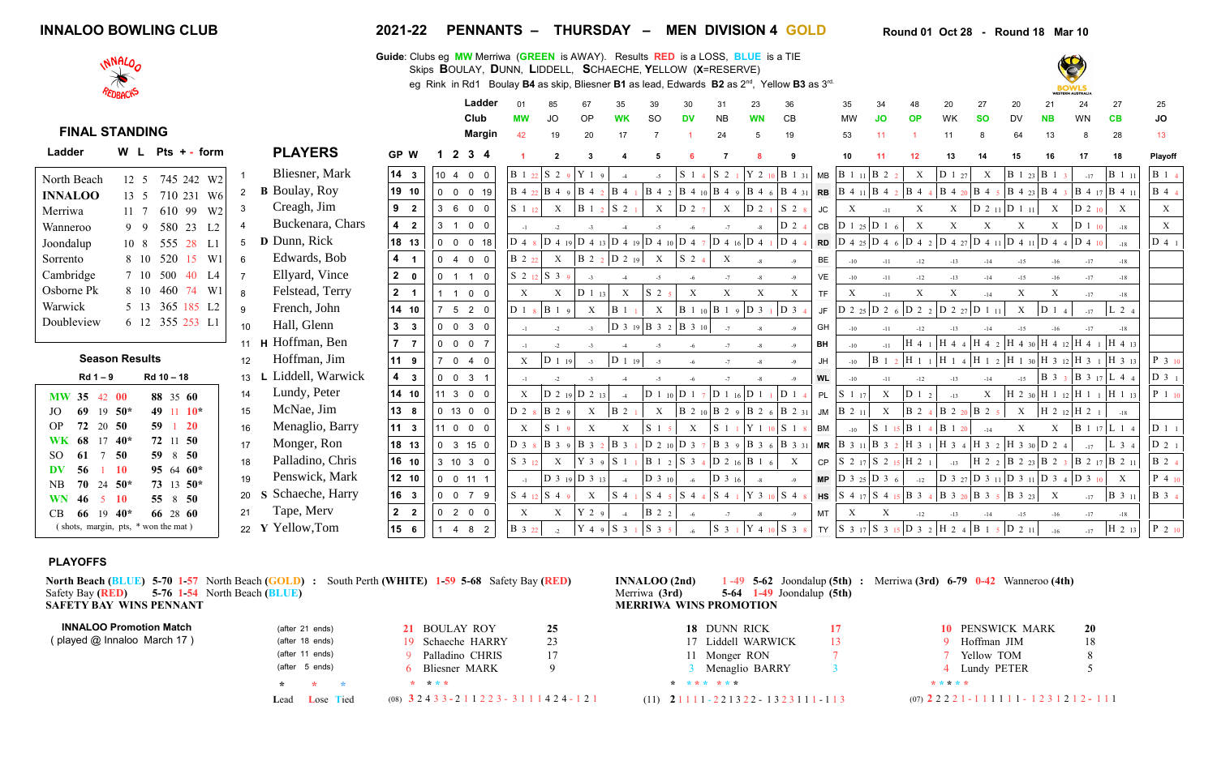# INNALOO BOWLING CLUB

## 2021-22 PENNANTS – THURSDAY – MEN DIVISION 4 GOLD

Round 01 Oct 28 - Round 18 Mar 10

**Guide**: Clubs eg **MW** Merriwa (**GREEN** is AWAY). Results **RED** is a LOSS, **BLUE** is a TIE
Skips **B**OULAY, **D**UNN, **L**IDDELL, **S**CHAECHE, **Y**ELLOW (**X**=RESERVE)
eg Rink in Rd1 Boulay **B4** as skip, Bliesner **B1** as lead, Edwards **B2** as 2[nd], Yellow **B3** as 3[rd].

### FINAL STANDING

| Ladder | W | L | Pts | + - | form |
|---|---|---|---|---|---|
| North Beach | 12 | 5 | 745 | 242 | W2 |
| **INNALOO** | 13 | 5 | 710 | 231 | W6 |
| Merriwa | 11 | 7 | 610 | 99 | W2 |
| Wanneroo | 9 | 9 | 580 | 23 | L2 |
| Joondalup | 10 | 8 | 555 | 28 | L1 |
| Sorrento | 8 | 10 | 520 | 15 | W1 |
| Cambridge | 7 | 10 | 500 | 40 | L4 |
| Osborne Pk | 8 | 10 | 460 | 74 | W1 |
| Warwick | 5 | 13 | 365 | 185 | L2 |
| Doubleview | 6 | 12 | 355 | 253 | L1 |

### Season Results

| | Rd 1 – 9 | | | Rd 10 – 18 | | |
|---|---|---|---|---|---|---|
| MW | 35 | 42 | 00 | 88 | 35 | 60 |
| JO | 69 | 19 | 50* | 49 | 11 | 10* |
| OP | 72 | 20 | 50 | 59 | 1 | 20 |
| WK | 68 | 17 | 40* | 72 | 11 | 50 |
| SO | 61 | 7 | 50 | 59 | 8 | 50 |
| DV | 56 | 1 | 10 | 95 | 64 | 60* |
| NB | 70 | 24 | 50* | 73 | 13 | 50* |
| WN | 46 | 5 | 10 | 55 | 8 | 50 |
| CB | 66 | 19 | 40* | 66 | 28 | 60 |

( shots, margin, pts, * won the mat )

### PLAYERS

| Ladder | | | 01 | 85 | 67 | 35 | 39 | 30 | 31 | 23 | 36 | | 35 | 34 | 48 | 20 | 27 | 20 | 21 | 24 | 27 | 25 |
|---|---|---|---|---|---|---|---|---|---|---|---|---|---|---|---|---|---|---|---|---|---|---|
| Club | | | MW | JO | OP | WK | SO | DV | NB | WN | CB | | MW | JO | MW | WK | SO | DV | NB | WN | CB | JO |
| Margin | | | 42 | 19 | 20 | 17 | 7 | 1 | 24 | 5 | 19 | | 53 | 11 | 1 | 11 | 8 | 64 | 13 | 8 | 28 | 13 |
| **PLAYERS** | GP W | 1 2 3 4 | 1 | 2 | 3 | 4 | 5 | 6 | 7 | 8 | 9 | | 10 | 11 | 12 | 13 | 14 | 15 | 16 | 17 | 18 | Playoff |
| 1 Bliesner, Mark | 14 3 | 10 4 0 0 | B 1 22 | S 2 9 | Y 1 9 | -4 | -5 | S 1 4 | S 2 1 | Y 2 10 | B 1 31 | MB | B 1 11 | B 2 2 | X | D 1 27 | X | B 1 23 | B 1 3 | -17 | B 1 11 | B 1 4 |
| 2 **B** Boulay, Roy | 19 10 | 0 0 0 19 | B 4 22 | B 4 9 | B 4 2 | B 4 1 | B 4 2 | B 4 10 | B 4 9 | B 4 6 | B 4 31 | RB | B 4 11 | B 4 2 | B 4 4 | B 4 20 | B 4 5 | B 4 23 | B 4 3 | B 4 17 | B 4 11 | B 4 4 |
| 3 Creagh, Jim | 9 2 | 3 6 0 0 | S 1 12 | X | B 1 2 | S 2 1 | X | D 2 7 | X | D 2 1 | S 2 8 | JC | X | -11 | X | X | D 2 11 | D 1 11 | X | D 2 10 | X | X |
| 4 Buckenara, Chars | 4 2 | 3 1 0 0 | -1 | -2 | -3 | -4 | -5 | -6 | -7 | -8 | D 2 4 | CB | D 1 25 | D 1 6 | X | X | X | X | X | D 1 10 | -18 | X |
| 5 **D** Dunn, Rick | 18 13 | 0 0 0 18 | D 4 8 | D 4 19 | D 4 13 | D 4 19 | D 4 10 | D 4 7 | D 4 16 | D 4 1 | D 4 4 | RD | D 4 25 | D 4 6 | D 4 2 | D 4 27 | D 4 11 | D 4 11 | D 4 4 | D 4 10 | -18 | D 4 1 |
| 6 Edwards, Bob | 4 1 | 0 4 0 0 | B 2 22 | X | B 2 2 | D 2 19 | X | S 2 4 | X | -8 | -9 | BE | -10 | -11 | -12 | -13 | -14 | -15 | -16 | -17 | -18 | |
| 7 Ellyard, Vince | 2 0 | 0 1 1 0 | S 2 12 | S 3 9 | -3 | -4 | -5 | -6 | -7 | -8 | -9 | VE | -10 | -11 | -12 | -13 | -14 | -15 | -16 | -17 | -18 | |
| 8 Felstead, Terry | 2 1 | 1 1 0 0 | X | X | D 1 13 | X | S 2 5 | X | X | X | X | TF | X | -11 | X | X | -14 | X | X | -17 | -18 | |
| 9 French, John | 14 10 | 7 5 2 0 | D 1 8 | B 1 9 | X | B 1 1 | X | B 1 10 | B 1 9 | D 3 1 | D 3 4 | JF | D 2 25 | D 2 6 | D 2 2 | D 2 27 | D 1 11 | X | D 1 4 | -17 | L 2 4 | |
| 10 Hall, Glenn | 3 3 | 0 0 3 0 | -1 | -2 | -3 | D 3 19 | B 3 2 | B 3 10 | -7 | -8 | -9 | GH | -10 | -11 | -12 | -13 | -14 | -15 | -16 | -17 | -18 | |
| 11 **H** Hoffman, Ben | 7 7 | 0 0 0 7 | -1 | -2 | -3 | -4 | -5 | -6 | -7 | -8 | -9 | BH | -10 | -11 | H 4 1 | H 4 4 | H 4 2 | H 4 30 | H 4 12 | H 4 1 | H 4 13 | |
| 12 Hoffman, Jim | 11 9 | 7 0 4 0 | X | D 1 19 | -3 | D 1 19 | -5 | -6 | -7 | -8 | -9 | JH | -10 | B 1 2 | H 1 1 | H 1 4 | H 1 2 | H 1 30 | H 3 12 | H 3 1 | H 3 13 | P 3 10 |
| 13 **L** Liddell, Warwick | 4 3 | 0 0 3 1 | -1 | -2 | -3 | -4 | -5 | -6 | -7 | -8 | -9 | WL | -10 | -11 | -12 | -13 | -14 | -15 | B 3 3 | B 3 17 | L 4 4 | D 3 1 |
| 14 Lundy, Peter | 14 10 | 11 3 0 0 | X | D 2 19 | D 2 13 | -4 | D 1 10 | D 1 7 | D 1 16 | D 1 1 | D 1 4 | PL | S 1 17 | X | D 1 2 | -13 | X | H 2 30 | H 1 12 | H 1 1 | H 1 13 | P 1 10 |
| 15 McNae, Jim | 13 8 | 0 13 0 0 | D 2 8 | B 2 9 | X | B 2 1 | X | B 2 10 | B 2 9 | B 2 6 | B 2 31 | JM | B 2 11 | X | B 2 4 | B 2 20 | B 2 5 | X | H 2 12 | H 2 1 | -18 | |
| 16 Menaglio, Barry | 11 3 | 11 0 0 0 | X | S 1 9 | X | X | S 1 5 | X | S 1 1 | Y 1 10 | S 1 8 | BM | -10 | S 1 15 | B 1 4 | B 1 20 | -14 | X | X | B 1 17 | L 1 4 | D 1 1 |
| 17 Monger, Ron | 18 13 | 0 3 15 0 | D 3 8 | B 3 9 | B 3 2 | B 3 1 | D 2 10 | D 3 7 | B 3 9 | B 3 6 | B 3 31 | MR | B 3 11 | B 3 2 | H 3 1 | H 3 4 | H 3 2 | H 3 30 | D 2 4 | -17 | L 3 4 | D 2 1 |
| 18 Palladino, Chris | 16 10 | 3 10 3 0 | S 3 12 | X | Y 3 9 | S 1 1 | B 1 2 | S 3 4 | D 2 16 | B 1 6 | X | CP | S 2 17 | S 2 15 | H 2 1 | -13 | H 2 2 | B 2 23 | B 2 3 | B 2 17 | B 2 11 | B 2 4 |
| 19 Penswick, Mark | 12 10 | 0 0 11 1 | -1 | D 3 19 | D 3 13 | -4 | D 3 10 | -6 | D 3 16 | -8 | -9 | MP | D 3 25 | D 3 6 | -12 | D 3 27 | D 3 11 | D 3 11 | D 3 4 | D 3 10 | X | P 4 10 |
| 20 **S** Schaeche, Harry | 16 3 | 0 0 7 9 | S 4 12 | S 4 9 | X | S 4 1 | S 4 5 | S 4 4 | S 4 1 | Y 3 10 | S 4 8 | HS | S 4 17 | S 4 15 | B 3 4 | B 3 20 | B 3 5 | B 3 23 | X | -17 | B 3 11 | B 3 4 |
| 21 Tape, Merv | 2 2 | 0 2 0 0 | X | X | Y 2 9 | -4 | B 2 2 | -6 | -7 | -8 | -9 | MT | X | X | -12 | -13 | -14 | -15 | -16 | -17 | -18 | |
| 22 **Y** Yellow, Tom | 15 6 | 1 4 8 2 | B 3 22 | -2 | Y 4 9 | S 3 1 | S 3 5 | -6 | S 3 1 | Y 4 10 | S 3 8 | TY | S 3 17 | S 3 15 | D 3 2 | H 2 4 | B 1 5 | D 2 11 | -16 | -17 | H 2 13 | P 2 10 |

### PLAYOFFS

**North Beach (BLUE) 5-70 1-57 North Beach (GOLD) : South Perth (WHITE) 1-59 5-68 Safety Bay (RED)**
**Safety Bay (RED) 5-76 1-54 North Beach (BLUE)**
**SAFETY BAY WINS PENNANT**

**INNALOO (2nd) 1-49 5-62 Joondalup (5th) : Merriwa (3rd) 6-79 0-42 Wanneroo (4th)**
**Merriwa (3rd) 5-64 1-49 Joondalup (5th)**
**MERRIWA WINS PROMOTION**

### INNALOO Promotion Match
( played @ Innaloo March 17 )

| | | | | | | | | | | | |
|---|---|---|---|---|---|---|---|---|---|---|---|
| (after 21 ends) | 21 | BOULAY ROY | 25 | 18 | DUNN RICK | 17 | 10 | PENSWICK MARK | 20 |
| (after 18 ends) | 19 | Schaeche HARRY | 23 | 17 | Liddell WARWICK | 13 | 9 | Hoffman JIM | 18 |
| (after 11 ends) | 9 | Palladino CHRIS | 17 | 11 | Monger RON | 7 | 7 | Yellow TOM | 8 |
| (after 5 ends) | 6 | Bliesner MARK | 9 | 3 | Menaglio BARRY | 3 | 4 | Lundy PETER | 5 |

Lead Lose Tied

(08) 3 2 4 3 3 - 2 1 1 2 2 3 - 3 1 1 1 4 2 4 - 1 2 1

(11) 2 1 1 1 1 - 2 2 1 3 2 2 - 1 3 2 3 1 1 1 - 1 1 3

(07) 2 2 2 2 1 - 1 1 1 1 1 1 - 1 2 3 1 2 1 2 - 1 1 1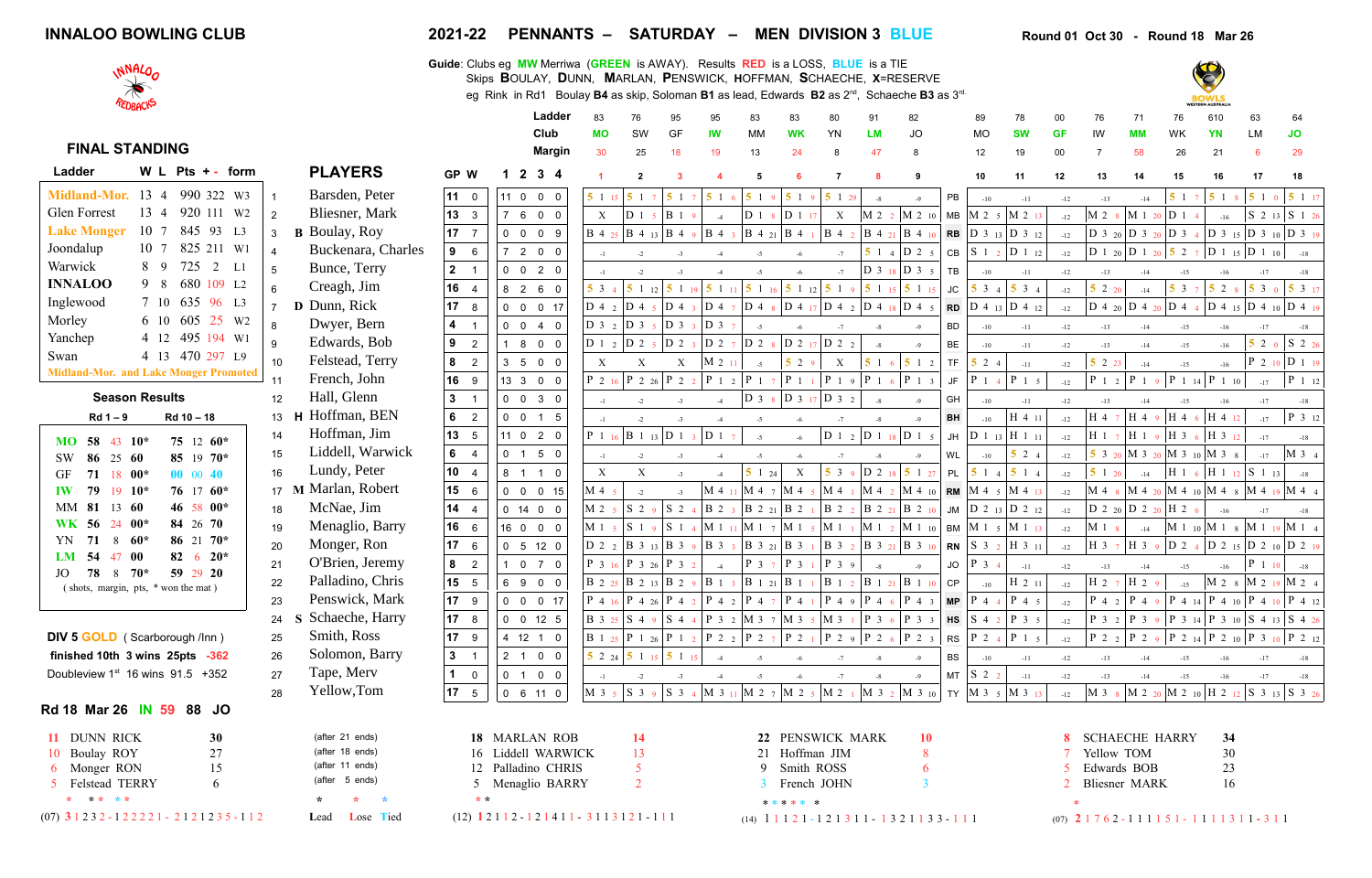# INNALOO BOWLING CLUB

## 2021-22 PENNANTS – SATURDAY – MEN DIVISION 3 BLUE

**Round 01 Oct 30 - Round 18 Mar 26**

**Guide**: Clubs eg **MW** Merriwa (**GREEN** is AWAY). Results **RED** is a LOSS, **BLUE** is a TIE
Skips **B**OULAY, **D**UNN, **M**ARLAN, **P**ENSWICK, **H**OFFMAN, **S**CHAECHE, **X**=RESERVE
eg Rink in Rd1 Boulay **B4** as skip, Soloman **B1** as lead, Edwards **B2** as 2nd, Schaeche **B3** as 3rd.

### FINAL STANDING

| Ladder | W | L | Pts | + - | form |
|---|---|---|---|---|---|
| Midland-Mor. | 13 | 4 | 990 | 322 | W3 |
| Glen Forrest | 13 | 4 | 920 | 111 | W2 |
| Lake Monger | 10 | 7 | 845 | 93 | L3 |
| Joondalup | 10 | 7 | 825 | 211 | W1 |
| Warwick | 8 | 9 | 725 | 2 | L1 |
| INNALOO | 9 | 8 | 680 | 109 | L2 |
| Inglewood | 7 | 10 | 635 | 96 | L3 |
| Morley | 6 | 10 | 605 | 25 | W2 |
| Yanchep | 4 | 12 | 495 | 194 | W1 |
| Swan | 4 | 13 | 470 | 297 | L9 |

Midland-Mor. and Lake Monger Promoted

### Season Results

| | Rd 1 – 9 | | | Rd 10 – 18 | | |
|---|---|---|---|---|---|---|
| MO | 58 | 43 | 10* | 75 | 12 | 60* |
| SW | 86 | 25 | 60 | 85 | 19 | 70* |
| GF | 71 | 18 | 00* | 00 | 00 | 40 |
| IW | 79 | 19 | 10* | 76 | 17 | 60* |
| MM | 81 | 13 | 60 | 46 | 58 | 00* |
| WK | 56 | 24 | 00* | 84 | 26 | 70 |
| YN | 71 | 8 | 60* | 86 | 21 | 70* |
| LM | 54 | 47 | 00 | 82 | 6 | 20* |
| JO | 78 | 8 | 70* | 59 | 29 | 20 |

( shots, margin, pts, * won the mat )

**DIV 5 GOLD** ( Scarborough /Inn )
**finished 10th 3 wins 25pts -362**
Doubleview 1st 16 wins 91.5 +352

### PLAYERS

| | | | | | | | | | | | | | | | | | | | | | | | | | | | | | | | | |
|---|---|---|---|---|---|---|---|---|---|---|---|---|---|---|---|---|---|---|---|---|---|---|---|---|---|---|---|---|---|---|---|---|
| | | | | | | | | Ladder | 83 | 76 | 95 | 95 | 83 | 83 | 80 | 91 | 82 | | 89 | 78 | 00 | 76 | 71 | 76 | 610 | 63 | 64 |
| | | | | | | | | Club | MO | SW | GF | IW | MM | WK | YN | LM | JO | | MO | SW | GF | IW | MM | WK | YN | LM | JO |
| | | | | | | | | Margin | 30 | 25 | 18 | 19 | 13 | 24 | 8 | 47 | 8 | | 12 | 19 | 00 | 7 | 58 | 26 | 21 | 6 | 29 |
| | **PLAYERS** | **GP** | **W** | **1** | **2** | **3** | **4** | | **1** | **2** | **3** | **4** | **5** | **6** | **7** | **8** | **9** | | **10** | **11** | **12** | **13** | **14** | **15** | **16** | **17** | **18** |
| 1 | Barsden, Peter | 11 | 0 | 11 | 0 | 0 | 0 | | 5 1 15 | 5 1 7 | 5 1 7 | 5 1 6 | 5 1 9 | 5 1 9 | 5 1 29 | -8 | -9 | PB | -10 | -11 | -12 | -13 | -14 | 5 1 7 | 5 1 8 | 5 1 0 | 5 1 17 |
| 2 | Bliesner, Mark | 13 | 3 | 7 | 6 | 0 | 0 | | X | D 1 5 | B 1 9 | -4 | D 1 8 | D 1 17 | X | M 2 2 | M 2 10 | MB | M 2 5 | M 2 13 | -12 | M 2 8 | M 1 20 | D 1 4 | -16 | S 2 13 | S 1 26 |
| 3 | B Boulay, Roy | 17 | 7 | 0 | 0 | 0 | 9 | | B 4 25 | B 4 13 | B 4 9 | B 4 3 | B 4 21 | B 4 1 | B 4 2 | B 4 21 | B 4 10 | RB | D 3 13 | D 3 12 | -12 | D 3 20 | D 3 20 | D 3 4 | D 3 15 | D 3 10 | D 3 19 |
| 4 | Buckenara, Charles | 9 | 6 | 7 | 2 | 0 | 0 | | -1 | -2 | -3 | -4 | -5 | -6 | -7 | 5 1 4 | D 2 5 | CB | S 1 2 | D 1 12 | -12 | D 1 20 | D 1 20 | 5 2 7 | D 1 15 | D 1 10 | -18 |
| 5 | Bunce, Terry | 2 | 1 | 0 | 0 | 2 | 0 | | -1 | -2 | -3 | -4 | -5 | -6 | -7 | D 3 18 | D 3 5 | TB | -10 | -11 | -12 | -13 | -14 | -15 | -16 | -17 | -18 |
| 6 | Creagh, Jim | 16 | 4 | 8 | 2 | 6 | 0 | | 5 3 4 | 5 1 12 | 5 1 19 | 5 1 11 | 5 1 16 | 5 1 12 | 5 1 9 | 5 1 15 | 5 1 15 | JC | 5 3 4 | 5 3 4 | -12 | 5 2 20 | -14 | 5 3 7 | 5 2 8 | 5 3 0 | 5 3 17 |
| 7 | D Dunn, Rick | 17 | 8 | 0 | 0 | 0 | 17 | | D 4 2 | D 4 5 | D 4 3 | D 4 7 | D 4 8 | D 4 17 | D 4 2 | D 4 18 | D 4 5 | RD | D 4 13 | D 4 12 | -12 | D 4 20 | D 4 20 | D 4 4 | D 4 15 | D 4 10 | D 4 19 |
| 8 | Dwyer, Bern | 4 | 1 | 0 | 0 | 4 | 0 | | D 3 2 | D 3 5 | D 3 3 | D 3 7 | -5 | -6 | -7 | -8 | -9 | BD | -10 | -11 | -12 | -13 | -14 | -15 | -16 | -17 | -18 |
| 9 | Edwards, Bob | 9 | 2 | 1 | 8 | 0 | 0 | | D 1 2 | D 2 5 | D 2 3 | D 2 7 | D 2 8 | D 2 17 | D 2 2 | -8 | -9 | BE | -10 | -11 | -12 | -13 | -14 | -15 | -16 | 5 2 0 | S 2 26 |
| 10 | Felstead, Terry | 8 | 2 | 3 | 5 | 0 | 0 | | X | X | X | M 2 11 | -5 | 5 2 9 | X | 5 1 6 | 5 1 2 | TF | 5 2 4 | -11 | -12 | 5 2 23 | -14 | -15 | -16 | P 2 10 | D 1 19 |
| 11 | French, John | 16 | 9 | 13 | 3 | 0 | 0 | | P 2 16 | P 2 26 | P 2 2 | P 1 2 | P 1 7 | P 1 1 | P 1 9 | P 1 6 | P 1 3 | JF | P 1 4 | P 1 5 | -12 | P 1 2 | P 1 9 | P 1 14 | P 1 10 | -17 | P 1 12 |
| 12 | Hall, Glenn | 3 | 1 | 0 | 0 | 3 | 0 | | -1 | -2 | -3 | -4 | D 3 8 | D 3 17 | D 3 2 | -8 | -9 | GH | -10 | -11 | -12 | -13 | -14 | -15 | -16 | -17 | -18 |
| 13 | H Hoffman, BEN | 6 | 2 | 0 | 0 | 1 | 5 | | -1 | -2 | -3 | -4 | -5 | -6 | -7 | -8 | -9 | BH | -10 | H 4 11 | -12 | H 4 7 | H 4 9 | H 4 6 | H 4 12 | -17 | P 3 12 |
| 14 | Hoffman, Jim | 13 | 5 | 11 | 0 | 2 | 0 | | P 1 16 | B 1 13 | D 1 3 | D 1 7 | -5 | -6 | D 1 2 | D 1 18 | D 1 5 | JH | D 1 13 | H 1 11 | -12 | H 1 7 | H 1 9 | H 3 6 | H 3 12 | -17 | -18 |
| 15 | Liddell, Warwick | 6 | 4 | 0 | 1 | 5 | 0 | | -1 | -2 | -3 | -4 | -5 | -6 | -7 | -8 | -9 | WL | -10 | 5 2 4 | -12 | 5 3 20 | M 3 20 | M 3 10 | M 3 8 | -17 | M 3 4 |
| 16 | Lundy, Peter | 10 | 4 | 8 | 1 | 1 | 0 | | X | X | -3 | -4 | 5 1 24 | X | 5 3 9 | D 2 18 | 5 1 27 | PL | 5 1 4 | 5 1 4 | -12 | 5 1 20 | -14 | H 1 6 | H 1 12 | S 1 13 | -18 |
| 17 | M Marlan, Robert | 15 | 6 | 0 | 0 | 0 | 15 | | M 4 5 | -2 | -3 | M 4 11 | M 4 7 | M 4 5 | M 4 1 | M 4 2 | M 4 10 | RM | M 4 5 | M 4 13 | -12 | M 4 8 | M 4 20 | M 4 10 | M 4 8 | M 4 19 | M 4 4 |
| 18 | McNae, Jim | 14 | 4 | 0 | 14 | 0 | 0 | | M 2 5 | S 2 9 | S 2 4 | B 2 3 | B 2 21 | B 2 1 | B 2 2 | B 2 21 | B 2 10 | JM | D 2 13 | D 2 12 | -12 | D 2 20 | D 2 20 | H 2 6 | -16 | -17 | -18 |
| 19 | Menaglio, Barry | 16 | 6 | 16 | 0 | 0 | 0 | | M 1 5 | S 1 9 | S 1 4 | M 1 11 | M 1 7 | M 1 5 | M 1 1 | M 1 2 | M 1 10 | BM | M 1 5 | M 1 13 | -12 | M 1 8 | -14 | M 1 10 | M 1 8 | M 1 19 | M 1 4 |
| 20 | Monger, Ron | 17 | 6 | 0 | 5 | 12 | 0 | | D 2 2 | B 3 13 | B 3 9 | B 3 3 | B 3 21 | B 3 1 | B 3 2 | B 3 21 | B 3 10 | RN | S 3 2 | H 3 11 | -12 | H 3 7 | H 3 9 | D 2 4 | D 2 15 | D 2 10 | D 2 19 |
| 21 | O'Brien, Jeremy | 8 | 2 | 1 | 0 | 7 | 0 | | P 3 16 | P 3 26 | P 3 2 | -4 | P 3 7 | P 3 1 | P 3 9 | -8 | -9 | JO | P 3 4 | -11 | -12 | -13 | -14 | -15 | -16 | P 1 10 | -18 |
| 22 | Palladino, Chris | 15 | 5 | 6 | 9 | 0 | 0 | | B 2 25 | B 2 13 | B 2 9 | B 1 3 | B 1 21 | B 1 1 | B 1 2 | B 1 21 | B 1 10 | CP | -10 | H 2 11 | -12 | H 2 7 | H 2 9 | -15 | M 2 8 | M 2 19 | M 2 4 |
| 23 | Penswick, Mark | 17 | 9 | 0 | 0 | 0 | 17 | | P 4 16 | P 4 26 | P 4 2 | P 4 2 | P 4 7 | P 4 1 | P 4 9 | P 4 6 | P 4 3 | MP | P 4 4 | P 4 5 | -12 | P 4 2 | P 4 9 | P 4 14 | P 4 10 | P 4 10 | P 4 12 |
| 24 | S Schaeche, Harry | 17 | 8 | 0 | 0 | 12 | 5 | | B 3 25 | S 4 9 | S 4 4 | P 3 2 | M 3 7 | M 3 5 | M 3 1 | P 3 6 | P 3 3 | HS | S 4 2 | P 3 5 | -12 | P 3 2 | P 3 9 | P 3 14 | P 3 10 | S 4 13 | S 4 26 |
| 25 | Smith, Ross | 17 | 9 | 4 | 12 | 1 | 0 | | B 1 25 | P 1 26 | P 1 2 | P 2 2 | P 2 7 | P 2 1 | P 2 9 | P 2 6 | P 2 3 | RS | P 2 4 | P 1 5 | -12 | P 2 2 | P 2 9 | P 2 14 | P 2 10 | P 3 10 | P 2 12 |
| 26 | Solomon, Barry | 3 | 1 | 2 | 1 | 0 | 0 | | 5 2 24 | 5 1 15 | 5 1 15 | -4 | -5 | -6 | -7 | -8 | -9 | BS | -10 | -11 | -12 | -13 | -14 | -15 | -16 | -17 | -18 |
| 27 | Tape, Merv | 1 | 0 | 0 | 1 | 0 | 0 | | -1 | -2 | -3 | -4 | -5 | -6 | -7 | -8 | -9 | MT | S 2 2 | -11 | -12 | -13 | -14 | -15 | -16 | -17 | -18 |
| 28 | Yellow, Tom | 17 | 5 | 0 | 6 | 11 | 0 | | M 3 5 | S 3 9 | S 3 4 | M 3 11 | M 2 7 | M 2 5 | M 2 1 | M 3 2 | M 3 10 | TY | M 3 5 | M 3 13 | -12 | M 3 8 | M 2 20 | M 2 10 | H 2 12 | S 3 13 | S 3 26 |

### Rd 18 Mar 26 IN 59 88 JO

| | | | | | | | | | | |
|---|---|---|---|---|---|---|---|---|---|---|
| 11 DUNN RICK | 30 | (after 21 ends) | 18 MARLAN ROB | 14 | 22 PENSWICK MARK | 10 | 8 SCHAECHE HARRY | 34 |
| 10 Boulay ROY | 27 | (after 18 ends) | 16 Liddell WARWICK | 13 | 21 Hoffman JIM | 8 | 7 Yellow TOM | 30 |
| 6 Monger RON | 15 | (after 11 ends) | 12 Palladino CHRIS | 5 | 9 Smith ROSS | 6 | 5 Edwards BOB | 23 |
| 5 Felstead TERRY | 6 | (after 5 ends) | 5 Menaglio BARRY | 2 | 3 French JOHN | 3 | 2 Bliesner MARK | 16 |
| * * * * * | | * * * | * * | | * * * * * | | * | |
| (07) 3 1 2 3 2 - 1 2 2 2 2 1 - 2 1 2 1 2 3 5 - 1 1 2 | | Lead Lose Tied | (12) 1 2 1 1 2 - 1 2 1 4 1 1 - 3 1 1 3 1 2 1 - 1 1 1 | | (14) 1 1 1 2 1 - 1 2 1 3 1 1 - 1 3 2 1 1 3 3 - 1 1 1 | | (07) 2 1 7 6 2 - 1 1 1 1 5 1 - 1 1 1 1 3 1 1 - 3 1 1 | |